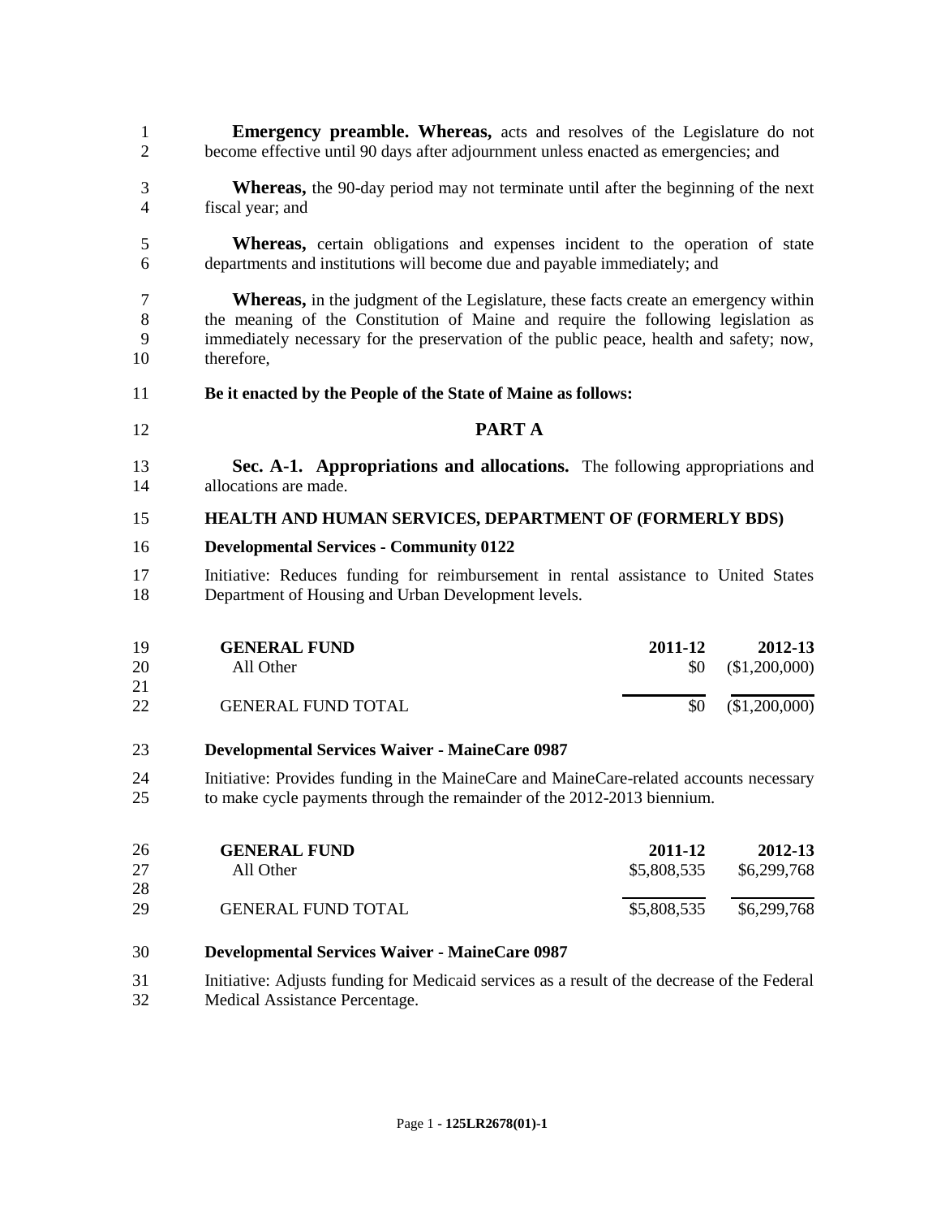**Emergency preamble. Whereas,** acts and resolves of the Legislature do not become effective until 90 days after adjournment unless enacted as emergencies; and

**Whereas,** the 90-day period may not terminate until after the beginning of the next fiscal year; and

**Whereas,** certain obligations and expenses incident to the operation of state departments and institutions will become due and payable immediately; and

**Whereas,** in the judgment of the Legislature, these facts create an emergency within the meaning of the Constitution of Maine and require the following legislation as immediately necessary for the preservation of the public peace, health and safety; now, therefore,

**Be it enacted by the People of the State of Maine as follows:**

## PART A

**Sec. A-1. Appropriations and allocations.** The following appropriations and allocations are made.

**HEALTH AND HUMAN SERVICES, DEPARTMENT OF (FORMERLY BDS)**

**Developmental Services - Community 0122**

Initiative: Reduces funding for reimbursement in rental assistance to United States Department of Housing and Urban Development levels.

| **GENERAL FUND** | **2011-12** | **2012-13** |
|---|---|---|
| All Other | $0 | ($1,200,000) |
| GENERAL FUND TOTAL | $0 | ($1,200,000) |

**Developmental Services Waiver - MaineCare 0987**

Initiative: Provides funding in the MaineCare and MaineCare-related accounts necessary to make cycle payments through the remainder of the 2012-2013 biennium.

| **GENERAL FUND** | **2011-12** | **2012-13** |
|---|---|---|
| All Other | $5,808,535 | $6,299,768 |
| GENERAL FUND TOTAL | $5,808,535 | $6,299,768 |

**Developmental Services Waiver - MaineCare 0987**

Initiative: Adjusts funding for Medicaid services as a result of the decrease of the Federal Medical Assistance Percentage.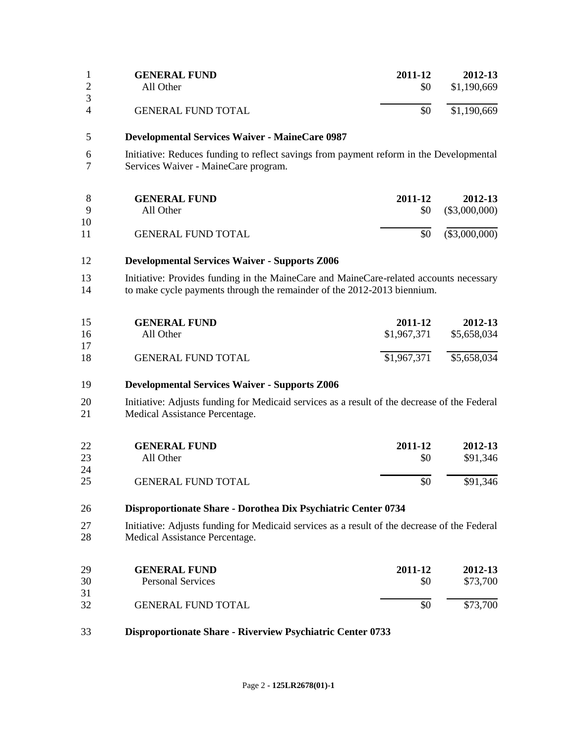| GENERAL FUND | 2011-12 | 2012-13 |
|---|---|---|
| All Other | $0 | $1,190,669 |
| GENERAL FUND TOTAL | $0 | $1,190,669 |

**Developmental Services Waiver - MaineCare 0987**

Initiative: Reduces funding to reflect savings from payment reform in the Developmental Services Waiver - MaineCare program.

| GENERAL FUND | 2011-12 | 2012-13 |
|---|---|---|
| All Other | $0 | ($3,000,000) |
| GENERAL FUND TOTAL | $0 | ($3,000,000) |

**Developmental Services Waiver - Supports Z006**

Initiative: Provides funding in the MaineCare and MaineCare-related accounts necessary to make cycle payments through the remainder of the 2012-2013 biennium.

| GENERAL FUND | 2011-12 | 2012-13 |
|---|---|---|
| All Other | $1,967,371 | $5,658,034 |
| GENERAL FUND TOTAL | $1,967,371 | $5,658,034 |

**Developmental Services Waiver - Supports Z006**

Initiative: Adjusts funding for Medicaid services as a result of the decrease of the Federal Medical Assistance Percentage.

| GENERAL FUND | 2011-12 | 2012-13 |
|---|---|---|
| All Other | $0 | $91,346 |
| GENERAL FUND TOTAL | $0 | $91,346 |

**Disproportionate Share - Dorothea Dix Psychiatric Center 0734**

Initiative: Adjusts funding for Medicaid services as a result of the decrease of the Federal Medical Assistance Percentage.

| GENERAL FUND | 2011-12 | 2012-13 |
|---|---|---|
| Personal Services | $0 | $73,700 |
| GENERAL FUND TOTAL | $0 | $73,700 |

**Disproportionate Share - Riverview Psychiatric Center 0733**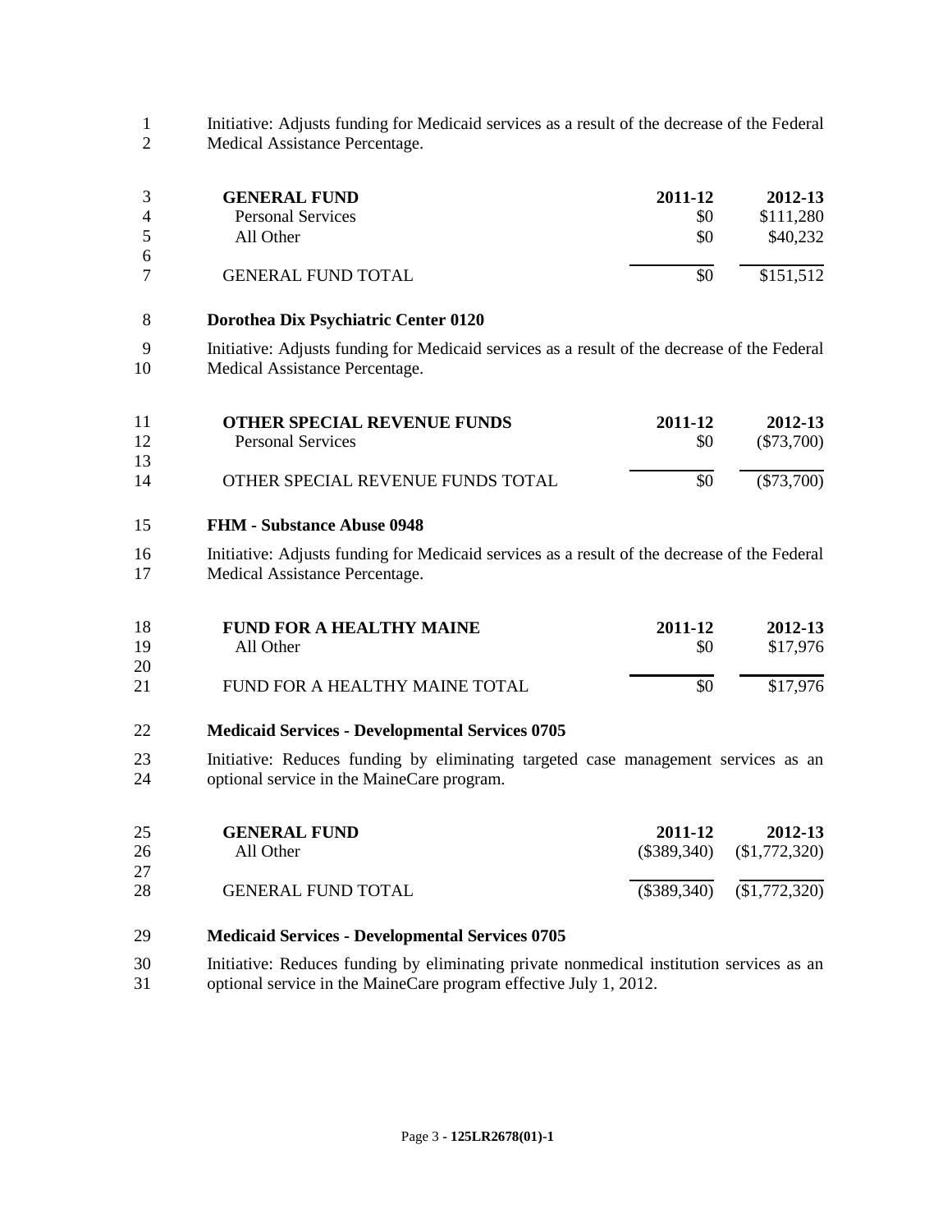Initiative: Adjusts funding for Medicaid services as a result of the decrease of the Federal Medical Assistance Percentage.

| GENERAL FUND | 2011-12 | 2012-13 |
|---|---|---|
| Personal Services | $0 | $111,280 |
| All Other | $0 | $40,232 |
| GENERAL FUND TOTAL | $0 | $151,512 |

**Dorothea Dix Psychiatric Center 0120**

Initiative: Adjusts funding for Medicaid services as a result of the decrease of the Federal Medical Assistance Percentage.

| OTHER SPECIAL REVENUE FUNDS | 2011-12 | 2012-13 |
|---|---|---|
| Personal Services | $0 | ($73,700) |
| OTHER SPECIAL REVENUE FUNDS TOTAL | $0 | ($73,700) |

**FHM - Substance Abuse 0948**

Initiative: Adjusts funding for Medicaid services as a result of the decrease of the Federal Medical Assistance Percentage.

| FUND FOR A HEALTHY MAINE | 2011-12 | 2012-13 |
|---|---|---|
| All Other | $0 | $17,976 |
| FUND FOR A HEALTHY MAINE TOTAL | $0 | $17,976 |

**Medicaid Services - Developmental Services 0705**

Initiative: Reduces funding by eliminating targeted case management services as an optional service in the MaineCare program.

| GENERAL FUND | 2011-12 | 2012-13 |
|---|---|---|
| All Other | ($389,340) | ($1,772,320) |
| GENERAL FUND TOTAL | ($389,340) | ($1,772,320) |

**Medicaid Services - Developmental Services 0705**

Initiative: Reduces funding by eliminating private nonmedical institution services as an optional service in the MaineCare program effective July 1, 2012.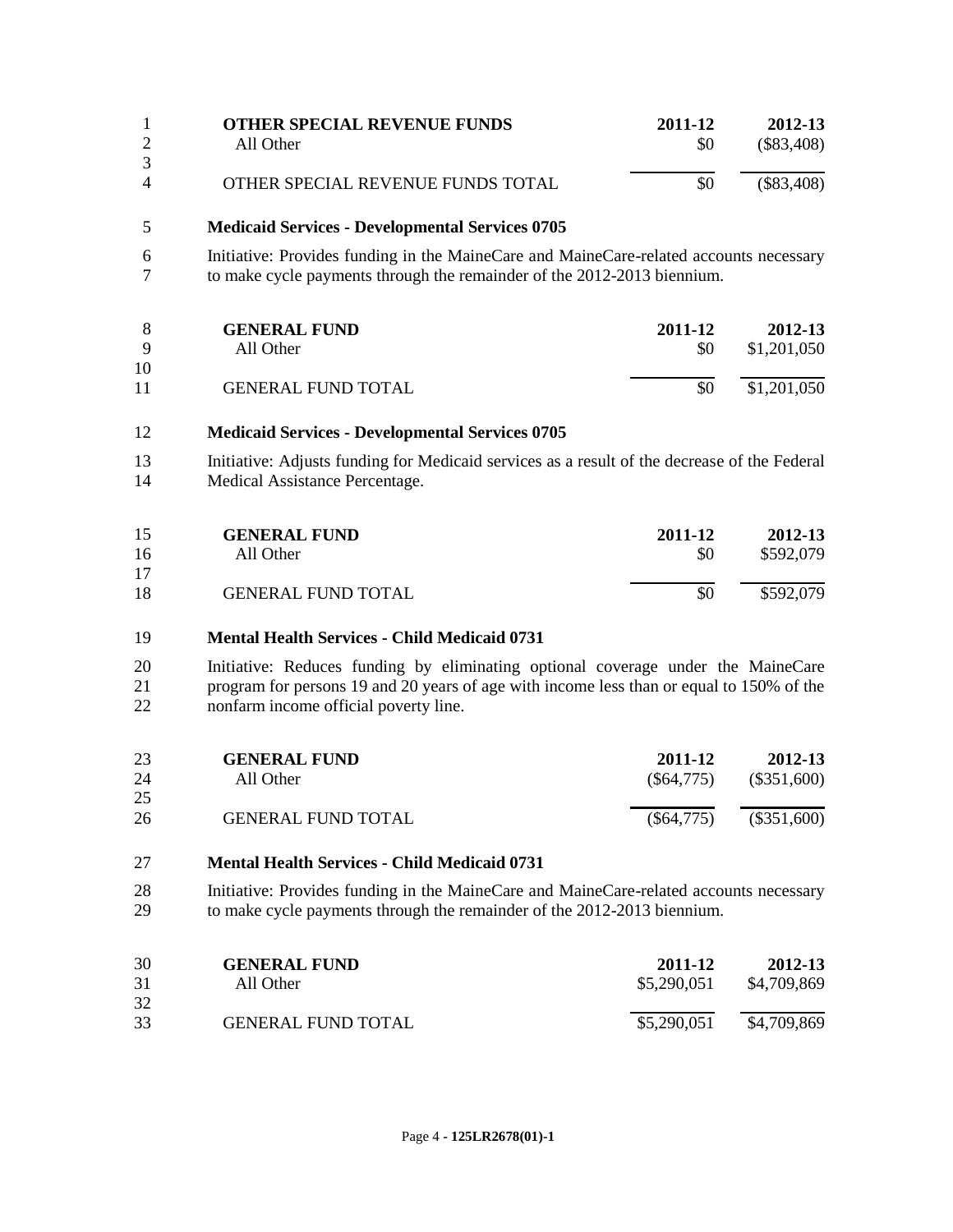| OTHER SPECIAL REVENUE FUNDS | 2011-12 | 2012-13 |
|---|---|---|
| All Other | $0 | ($83,408) |
| OTHER SPECIAL REVENUE FUNDS TOTAL | $0 | ($83,408) |

**Medicaid Services - Developmental Services 0705**

Initiative: Provides funding in the MaineCare and MaineCare-related accounts necessary to make cycle payments through the remainder of the 2012-2013 biennium.

| GENERAL FUND | 2011-12 | 2012-13 |
|---|---|---|
| All Other | $0 | $1,201,050 |
| GENERAL FUND TOTAL | $0 | $1,201,050 |

**Medicaid Services - Developmental Services 0705**

Initiative: Adjusts funding for Medicaid services as a result of the decrease of the Federal Medical Assistance Percentage.

| GENERAL FUND | 2011-12 | 2012-13 |
|---|---|---|
| All Other | $0 | $592,079 |
| GENERAL FUND TOTAL | $0 | $592,079 |

**Mental Health Services - Child Medicaid 0731**

Initiative: Reduces funding by eliminating optional coverage under the MaineCare program for persons 19 and 20 years of age with income less than or equal to 150% of the nonfarm income official poverty line.

| GENERAL FUND | 2011-12 | 2012-13 |
|---|---|---|
| All Other | ($64,775) | ($351,600) |
| GENERAL FUND TOTAL | ($64,775) | ($351,600) |

**Mental Health Services - Child Medicaid 0731**

Initiative: Provides funding in the MaineCare and MaineCare-related accounts necessary to make cycle payments through the remainder of the 2012-2013 biennium.

| GENERAL FUND | 2011-12 | 2012-13 |
|---|---|---|
| All Other | $5,290,051 | $4,709,869 |
| GENERAL FUND TOTAL | $5,290,051 | $4,709,869 |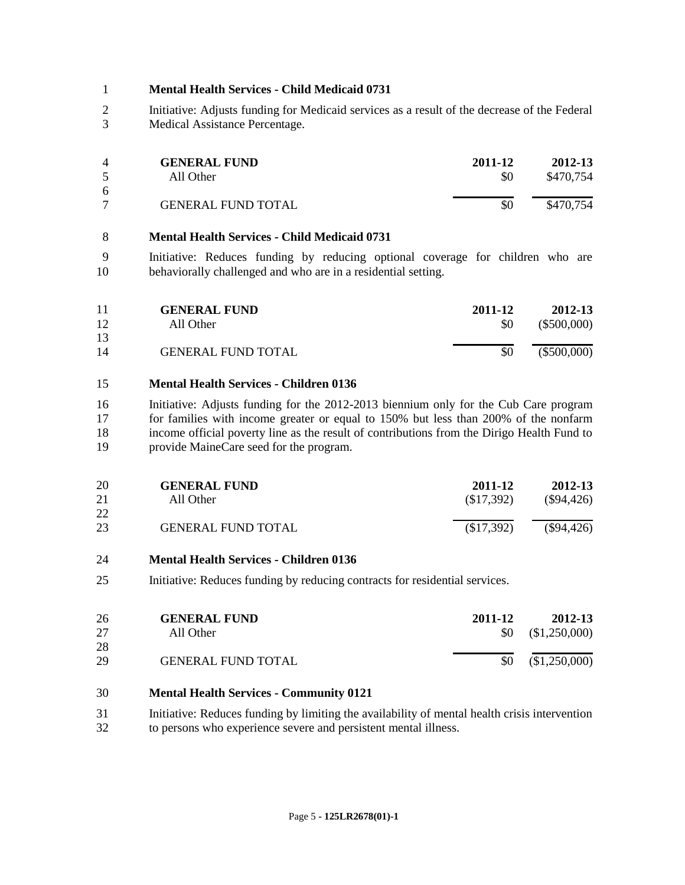**Mental Health Services - Child Medicaid 0731**

Initiative: Adjusts funding for Medicaid services as a result of the decrease of the Federal Medical Assistance Percentage.

| GENERAL FUND | 2011-12 | 2012-13 |
|---|---|---|
| All Other | $0 | $470,754 |
| GENERAL FUND TOTAL | $0 | $470,754 |

**Mental Health Services - Child Medicaid 0731**

Initiative: Reduces funding by reducing optional coverage for children who are behaviorally challenged and who are in a residential setting.

| GENERAL FUND | 2011-12 | 2012-13 |
|---|---|---|
| All Other | $0 | ($500,000) |
| GENERAL FUND TOTAL | $0 | ($500,000) |

**Mental Health Services - Children 0136**

Initiative: Adjusts funding for the 2012-2013 biennium only for the Cub Care program for families with income greater or equal to 150% but less than 200% of the nonfarm income official poverty line as the result of contributions from the Dirigo Health Fund to provide MaineCare seed for the program.

| GENERAL FUND | 2011-12 | 2012-13 |
|---|---|---|
| All Other | ($17,392) | ($94,426) |
| GENERAL FUND TOTAL | ($17,392) | ($94,426) |

**Mental Health Services - Children 0136**

Initiative: Reduces funding by reducing contracts for residential services.

| GENERAL FUND | 2011-12 | 2012-13 |
|---|---|---|
| All Other | $0 | ($1,250,000) |
| GENERAL FUND TOTAL | $0 | ($1,250,000) |

**Mental Health Services - Community 0121**

Initiative: Reduces funding by limiting the availability of mental health crisis intervention to persons who experience severe and persistent mental illness.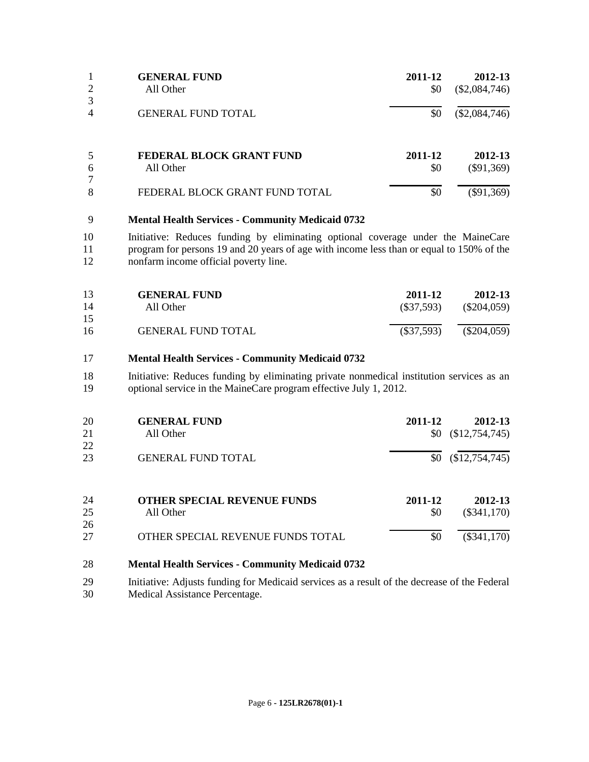| GENERAL FUND | 2011-12 | 2012-13 |
|---|---|---|
| All Other | $0 | ($2,084,746) |
| GENERAL FUND TOTAL | $0 | ($2,084,746) |

| FEDERAL BLOCK GRANT FUND | 2011-12 | 2012-13 |
|---|---|---|
| All Other | $0 | ($91,369) |
| FEDERAL BLOCK GRANT FUND TOTAL | $0 | ($91,369) |

**Mental Health Services - Community Medicaid 0732**

Initiative: Reduces funding by eliminating optional coverage under the MaineCare program for persons 19 and 20 years of age with income less than or equal to 150% of the nonfarm income official poverty line.

| GENERAL FUND | 2011-12 | 2012-13 |
|---|---|---|
| All Other | ($37,593) | ($204,059) |
| GENERAL FUND TOTAL | ($37,593) | ($204,059) |

**Mental Health Services - Community Medicaid 0732**

Initiative: Reduces funding by eliminating private nonmedical institution services as an optional service in the MaineCare program effective July 1, 2012.

| GENERAL FUND | 2011-12 | 2012-13 |
|---|---|---|
| All Other | $0 | ($12,754,745) |
| GENERAL FUND TOTAL | $0 | ($12,754,745) |

| OTHER SPECIAL REVENUE FUNDS | 2011-12 | 2012-13 |
|---|---|---|
| All Other | $0 | ($341,170) |
| OTHER SPECIAL REVENUE FUNDS TOTAL | $0 | ($341,170) |

**Mental Health Services - Community Medicaid 0732**

Initiative: Adjusts funding for Medicaid services as a result of the decrease of the Federal Medical Assistance Percentage.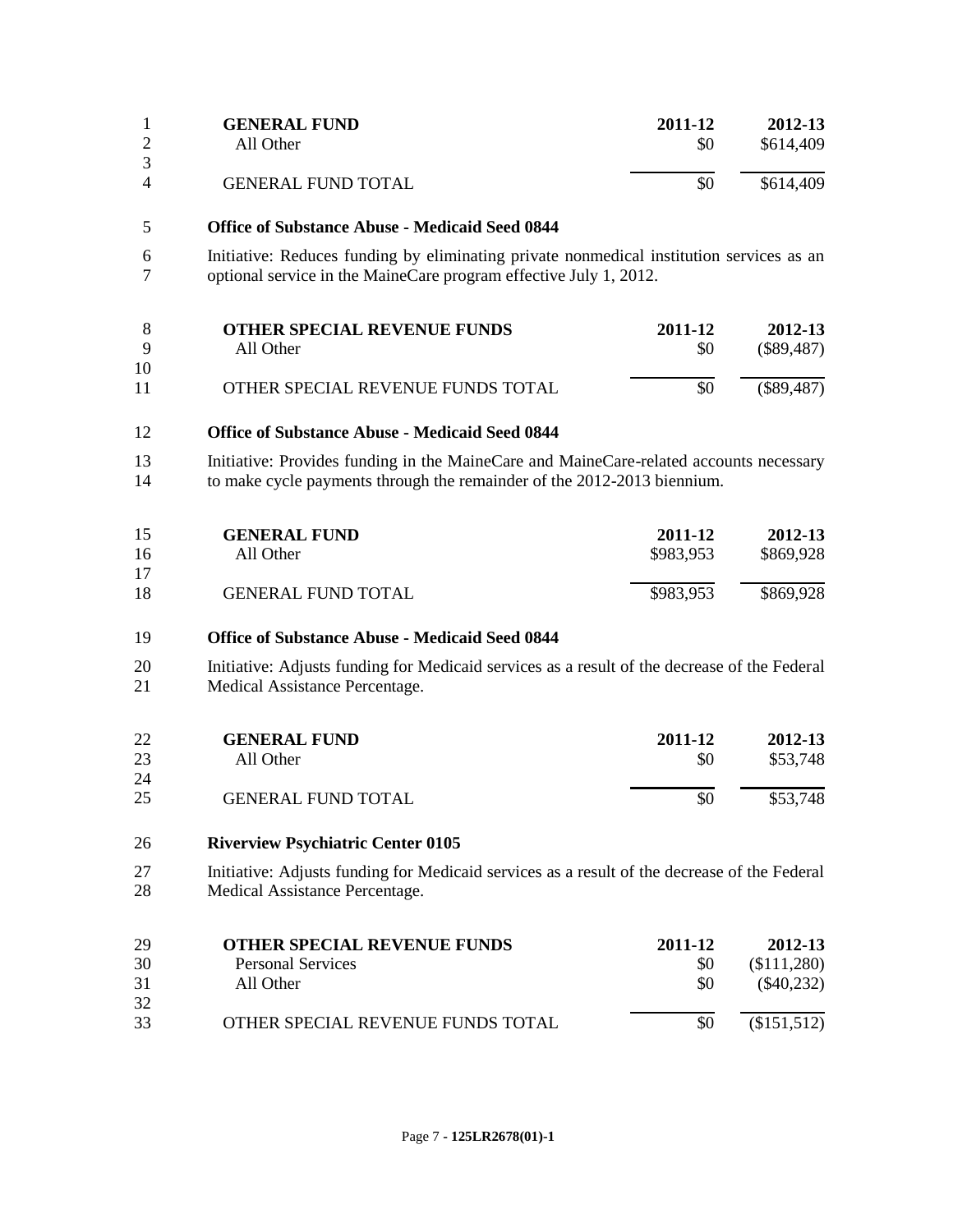| GENERAL FUND | 2011-12 | 2012-13 |
| --- | --- | --- |
| All Other | $0 | $614,409 |
| GENERAL FUND TOTAL | $0 | $614,409 |

**Office of Substance Abuse - Medicaid Seed 0844**

Initiative: Reduces funding by eliminating private nonmedical institution services as an optional service in the MaineCare program effective July 1, 2012.

| OTHER SPECIAL REVENUE FUNDS | 2011-12 | 2012-13 |
| --- | --- | --- |
| All Other | $0 | ($89,487) |
| OTHER SPECIAL REVENUE FUNDS TOTAL | $0 | ($89,487) |

**Office of Substance Abuse - Medicaid Seed 0844**

Initiative: Provides funding in the MaineCare and MaineCare-related accounts necessary to make cycle payments through the remainder of the 2012-2013 biennium.

| GENERAL FUND | 2011-12 | 2012-13 |
| --- | --- | --- |
| All Other | $983,953 | $869,928 |
| GENERAL FUND TOTAL | $983,953 | $869,928 |

**Office of Substance Abuse - Medicaid Seed 0844**

Initiative: Adjusts funding for Medicaid services as a result of the decrease of the Federal Medical Assistance Percentage.

| GENERAL FUND | 2011-12 | 2012-13 |
| --- | --- | --- |
| All Other | $0 | $53,748 |
| GENERAL FUND TOTAL | $0 | $53,748 |

**Riverview Psychiatric Center 0105**

Initiative: Adjusts funding for Medicaid services as a result of the decrease of the Federal Medical Assistance Percentage.

| OTHER SPECIAL REVENUE FUNDS | 2011-12 | 2012-13 |
| --- | --- | --- |
| Personal Services | $0 | ($111,280) |
| All Other | $0 | ($40,232) |
| OTHER SPECIAL REVENUE FUNDS TOTAL | $0 | ($151,512) |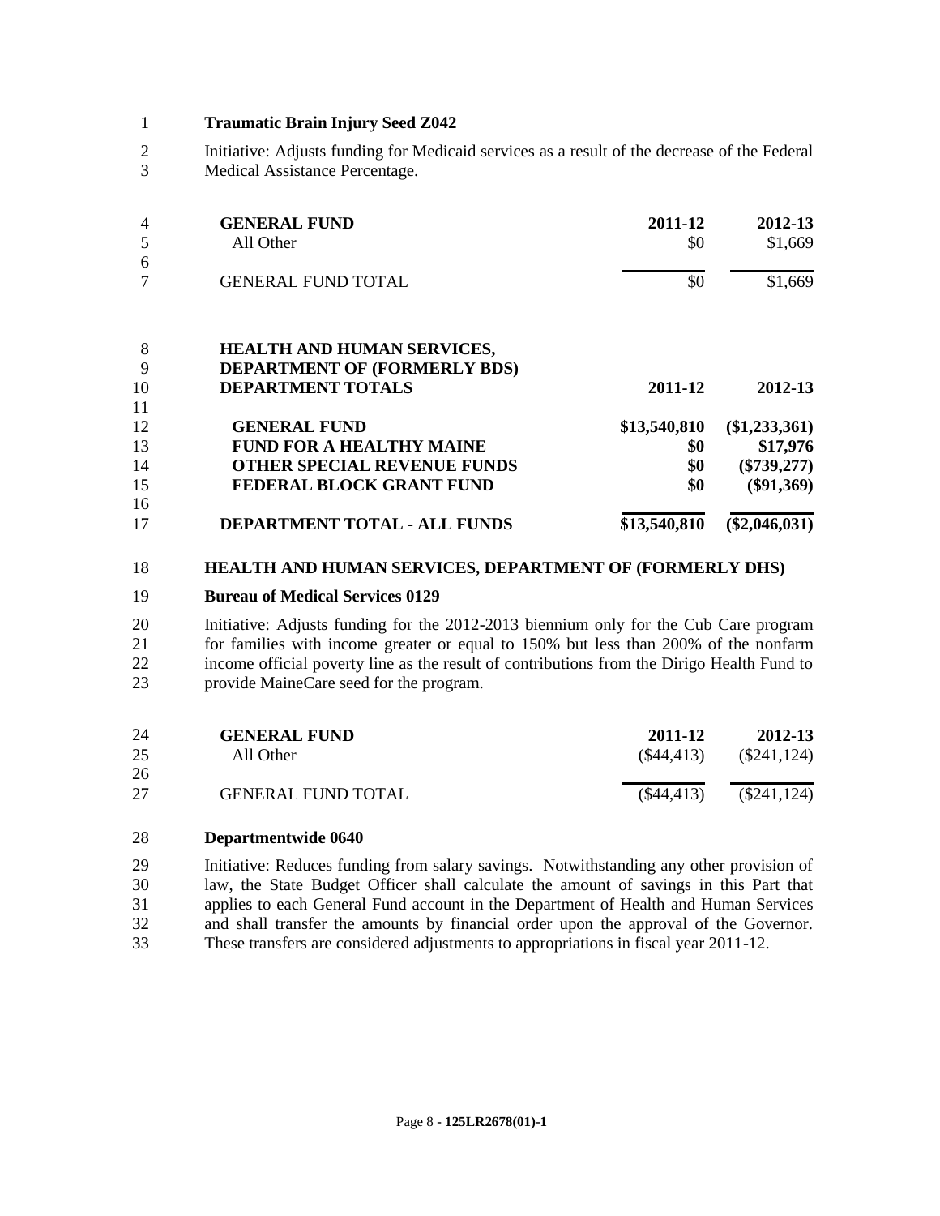**Traumatic Brain Injury Seed Z042**

Initiative: Adjusts funding for Medicaid services as a result of the decrease of the Federal Medical Assistance Percentage.

| GENERAL FUND | 2011-12 | 2012-13 |
|---|---|---|
| All Other | $0 | $1,669 |
| GENERAL FUND TOTAL | $0 | $1,669 |

| HEALTH AND HUMAN SERVICES, DEPARTMENT OF (FORMERLY BDS) DEPARTMENT TOTALS | 2011-12 | 2012-13 |
|---|---|---|
| **GENERAL FUND** | **$13,540,810** | **($1,233,361)** |
| **FUND FOR A HEALTHY MAINE** | **$0** | **$17,976** |
| **OTHER SPECIAL REVENUE FUNDS** | **$0** | **($739,277)** |
| **FEDERAL BLOCK GRANT FUND** | **$0** | **($91,369)** |
| **DEPARTMENT TOTAL - ALL FUNDS** | **$13,540,810** | **($2,046,031)** |

**HEALTH AND HUMAN SERVICES, DEPARTMENT OF (FORMERLY DHS)**

**Bureau of Medical Services 0129**

Initiative: Adjusts funding for the 2012-2013 biennium only for the Cub Care program for families with income greater or equal to 150% but less than 200% of the nonfarm income official poverty line as the result of contributions from the Dirigo Health Fund to provide MaineCare seed for the program.

| GENERAL FUND | 2011-12 | 2012-13 |
|---|---|---|
| All Other | ($44,413) | ($241,124) |
| GENERAL FUND TOTAL | ($44,413) | ($241,124) |

**Departmentwide 0640**

Initiative: Reduces funding from salary savings. Notwithstanding any other provision of law, the State Budget Officer shall calculate the amount of savings in this Part that applies to each General Fund account in the Department of Health and Human Services and shall transfer the amounts by financial order upon the approval of the Governor. These transfers are considered adjustments to appropriations in fiscal year 2011-12.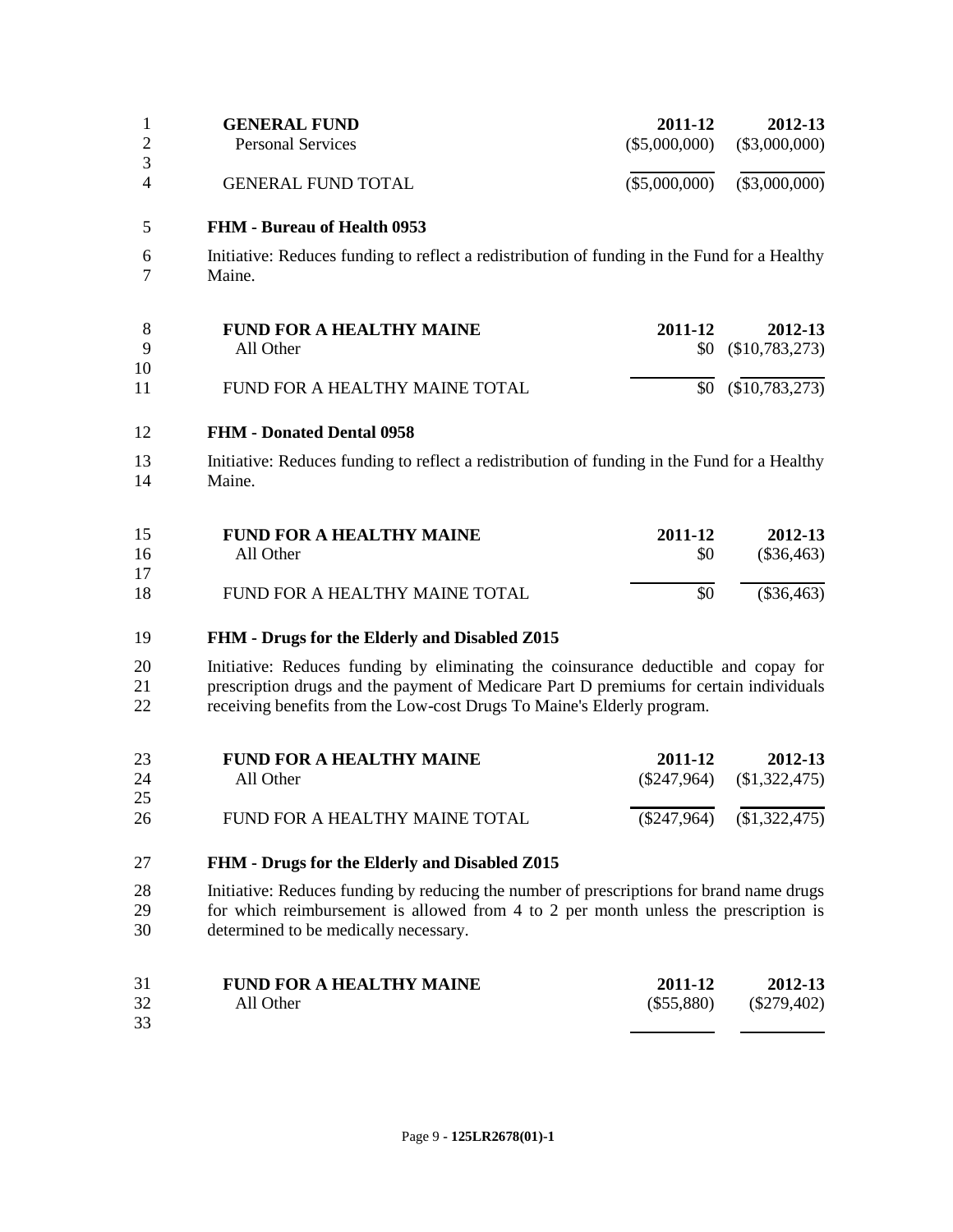| GENERAL FUND | 2011-12 | 2012-13 |
|---|---|---|
| Personal Services | ($5,000,000) | ($3,000,000) |
| GENERAL FUND TOTAL | ($5,000,000) | ($3,000,000) |

**FHM - Bureau of Health 0953**

Initiative: Reduces funding to reflect a redistribution of funding in the Fund for a Healthy Maine.

| FUND FOR A HEALTHY MAINE | 2011-12 | 2012-13 |
|---|---|---|
| All Other | $0 | ($10,783,273) |
| FUND FOR A HEALTHY MAINE TOTAL | $0 | ($10,783,273) |

**FHM - Donated Dental 0958**

Initiative: Reduces funding to reflect a redistribution of funding in the Fund for a Healthy Maine.

| FUND FOR A HEALTHY MAINE | 2011-12 | 2012-13 |
|---|---|---|
| All Other | $0 | ($36,463) |
| FUND FOR A HEALTHY MAINE TOTAL | $0 | ($36,463) |

**FHM - Drugs for the Elderly and Disabled Z015**

Initiative: Reduces funding by eliminating the coinsurance deductible and copay for prescription drugs and the payment of Medicare Part D premiums for certain individuals receiving benefits from the Low-cost Drugs To Maine's Elderly program.

| FUND FOR A HEALTHY MAINE | 2011-12 | 2012-13 |
|---|---|---|
| All Other | ($247,964) | ($1,322,475) |
| FUND FOR A HEALTHY MAINE TOTAL | ($247,964) | ($1,322,475) |

**FHM - Drugs for the Elderly and Disabled Z015**

Initiative: Reduces funding by reducing the number of prescriptions for brand name drugs for which reimbursement is allowed from 4 to 2 per month unless the prescription is determined to be medically necessary.

| FUND FOR A HEALTHY MAINE | 2011-12 | 2012-13 |
|---|---|---|
| All Other | ($55,880) | ($279,402) |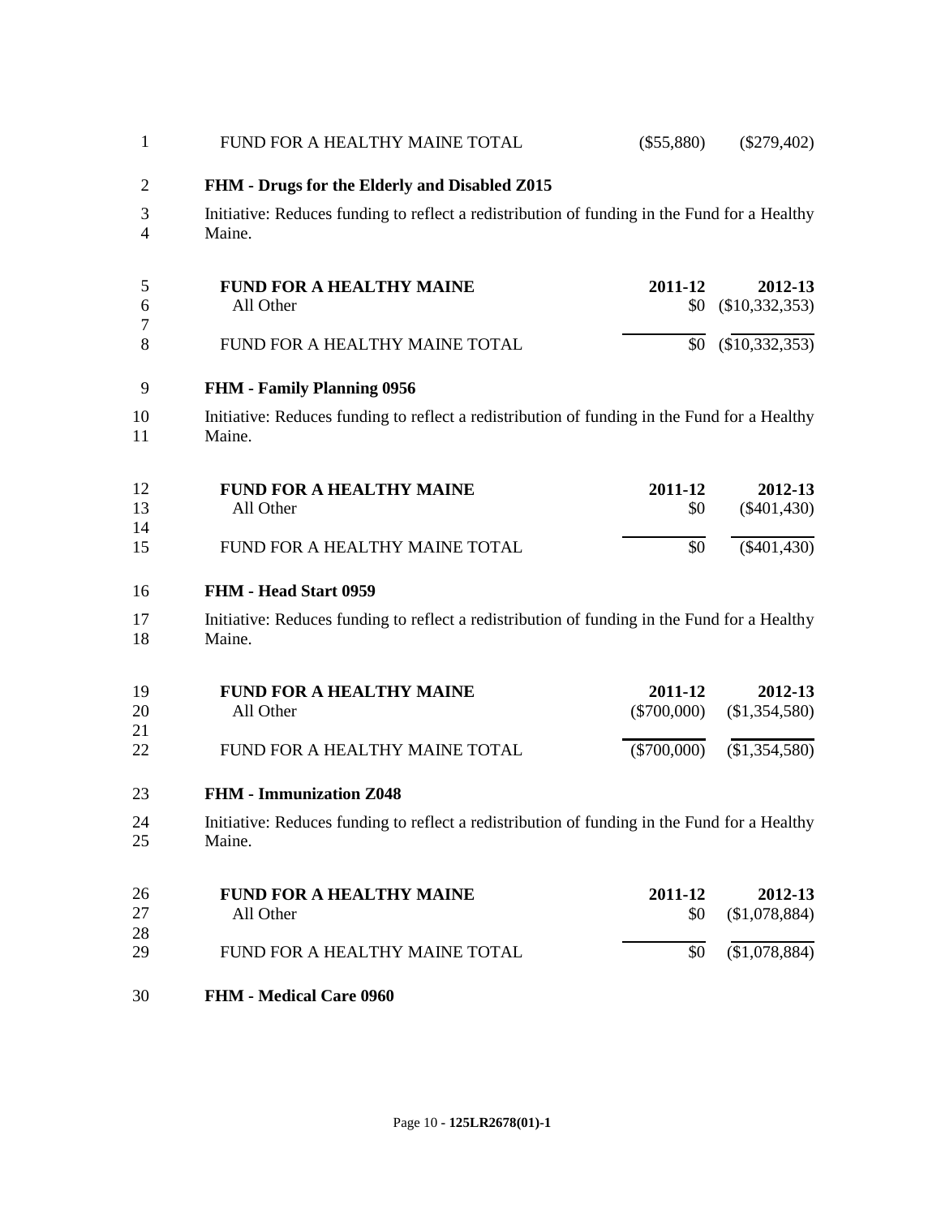| | | |
|---|---|---|
| FUND FOR A HEALTHY MAINE TOTAL | ($55,880) | ($279,402) |

**FHM - Drugs for the Elderly and Disabled Z015**

Initiative: Reduces funding to reflect a redistribution of funding in the Fund for a Healthy Maine.

| FUND FOR A HEALTHY MAINE | 2011-12 | 2012-13 |
|---|---|---|
| All Other | $0 | ($10,332,353) |
| FUND FOR A HEALTHY MAINE TOTAL | $0 | ($10,332,353) |

**FHM - Family Planning 0956**

Initiative: Reduces funding to reflect a redistribution of funding in the Fund for a Healthy Maine.

| FUND FOR A HEALTHY MAINE | 2011-12 | 2012-13 |
|---|---|---|
| All Other | $0 | ($401,430) |
| FUND FOR A HEALTHY MAINE TOTAL | $0 | ($401,430) |

**FHM - Head Start 0959**

Initiative: Reduces funding to reflect a redistribution of funding in the Fund for a Healthy Maine.

| FUND FOR A HEALTHY MAINE | 2011-12 | 2012-13 |
|---|---|---|
| All Other | ($700,000) | ($1,354,580) |
| FUND FOR A HEALTHY MAINE TOTAL | ($700,000) | ($1,354,580) |

**FHM - Immunization Z048**

Initiative: Reduces funding to reflect a redistribution of funding in the Fund for a Healthy Maine.

| FUND FOR A HEALTHY MAINE | 2011-12 | 2012-13 |
|---|---|---|
| All Other | $0 | ($1,078,884) |
| FUND FOR A HEALTHY MAINE TOTAL | $0 | ($1,078,884) |

**FHM - Medical Care 0960**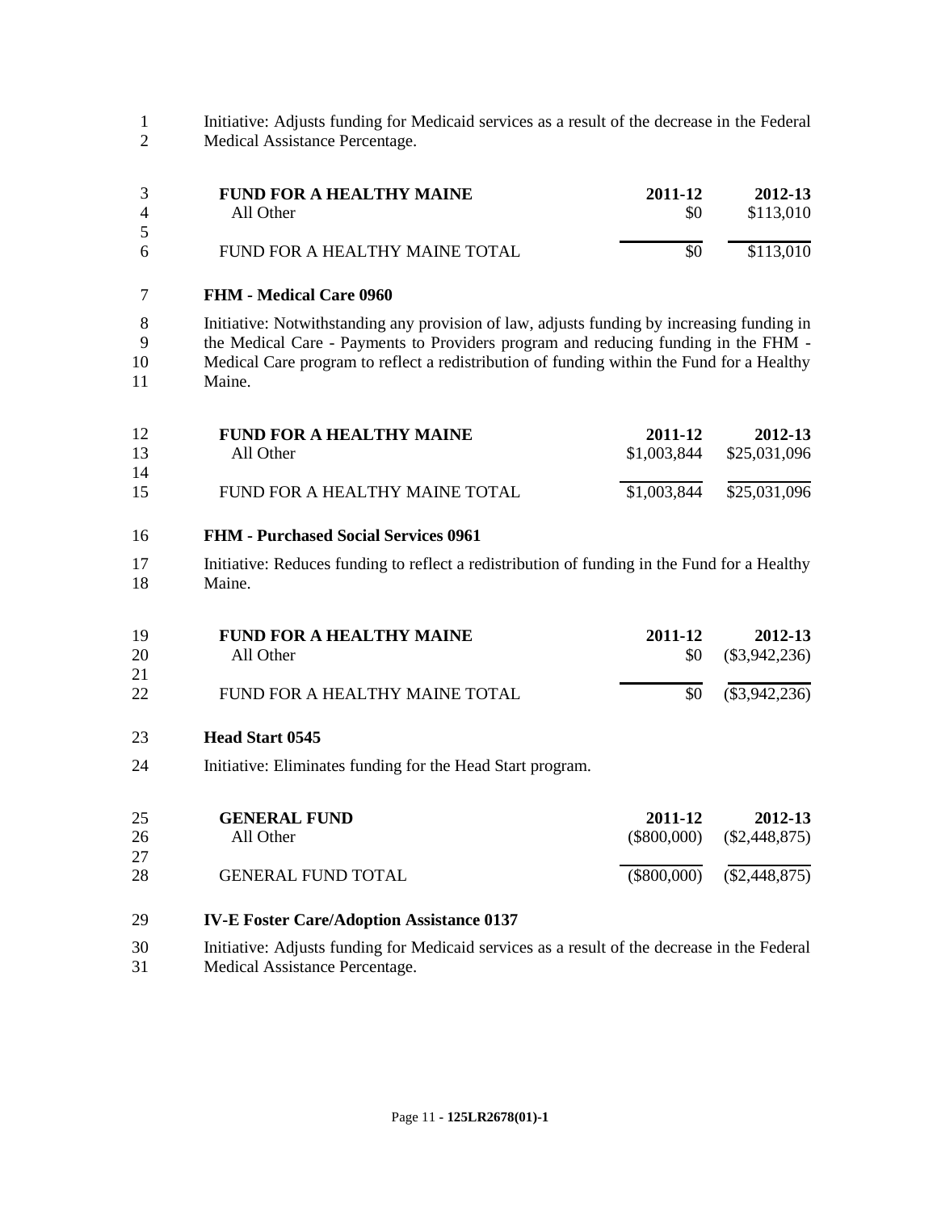Initiative: Adjusts funding for Medicaid services as a result of the decrease in the Federal Medical Assistance Percentage.

| FUND FOR A HEALTHY MAINE | 2011-12 | 2012-13 |
|---|---|---|
| All Other | $0 | $113,010 |
| FUND FOR A HEALTHY MAINE TOTAL | $0 | $113,010 |

**FHM - Medical Care 0960**

Initiative: Notwithstanding any provision of law, adjusts funding by increasing funding in the Medical Care - Payments to Providers program and reducing funding in the FHM - Medical Care program to reflect a redistribution of funding within the Fund for a Healthy Maine.

| FUND FOR A HEALTHY MAINE | 2011-12 | 2012-13 |
|---|---|---|
| All Other | $1,003,844 | $25,031,096 |
| FUND FOR A HEALTHY MAINE TOTAL | $1,003,844 | $25,031,096 |

**FHM - Purchased Social Services 0961**

Initiative: Reduces funding to reflect a redistribution of funding in the Fund for a Healthy Maine.

| FUND FOR A HEALTHY MAINE | 2011-12 | 2012-13 |
|---|---|---|
| All Other | $0 | ($3,942,236) |
| FUND FOR A HEALTHY MAINE TOTAL | $0 | ($3,942,236) |

**Head Start 0545**

Initiative: Eliminates funding for the Head Start program.

| GENERAL FUND | 2011-12 | 2012-13 |
|---|---|---|
| All Other | ($800,000) | ($2,448,875) |
| GENERAL FUND TOTAL | ($800,000) | ($2,448,875) |

**IV-E Foster Care/Adoption Assistance 0137**

Initiative: Adjusts funding for Medicaid services as a result of the decrease in the Federal Medical Assistance Percentage.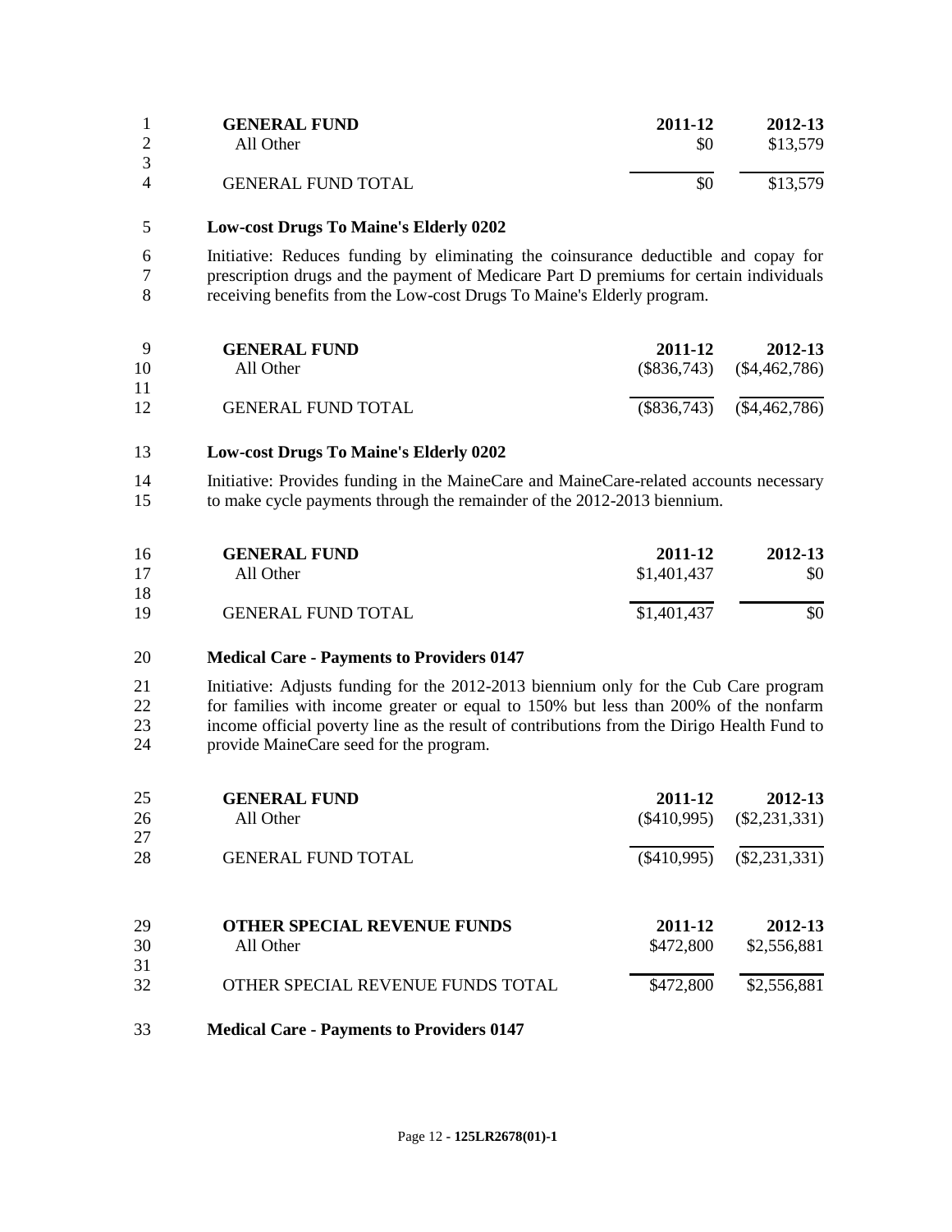| GENERAL FUND | 2011-12 | 2012-13 |
|---|---|---|
| All Other | $0 | $13,579 |
| GENERAL FUND TOTAL | $0 | $13,579 |

**Low-cost Drugs To Maine's Elderly 0202**

Initiative: Reduces funding by eliminating the coinsurance deductible and copay for prescription drugs and the payment of Medicare Part D premiums for certain individuals receiving benefits from the Low-cost Drugs To Maine's Elderly program.

| GENERAL FUND | 2011-12 | 2012-13 |
|---|---|---|
| All Other | ($836,743) | ($4,462,786) |
| GENERAL FUND TOTAL | ($836,743) | ($4,462,786) |

**Low-cost Drugs To Maine's Elderly 0202**

Initiative: Provides funding in the MaineCare and MaineCare-related accounts necessary to make cycle payments through the remainder of the 2012-2013 biennium.

| GENERAL FUND | 2011-12 | 2012-13 |
|---|---|---|
| All Other | $1,401,437 | $0 |
| GENERAL FUND TOTAL | $1,401,437 | $0 |

**Medical Care - Payments to Providers 0147**

Initiative: Adjusts funding for the 2012-2013 biennium only for the Cub Care program for families with income greater or equal to 150% but less than 200% of the nonfarm income official poverty line as the result of contributions from the Dirigo Health Fund to provide MaineCare seed for the program.

| GENERAL FUND | 2011-12 | 2012-13 |
|---|---|---|
| All Other | ($410,995) | ($2,231,331) |
| GENERAL FUND TOTAL | ($410,995) | ($2,231,331) |

| OTHER SPECIAL REVENUE FUNDS | 2011-12 | 2012-13 |
|---|---|---|
| All Other | $472,800 | $2,556,881 |
| OTHER SPECIAL REVENUE FUNDS TOTAL | $472,800 | $2,556,881 |

**Medical Care - Payments to Providers 0147**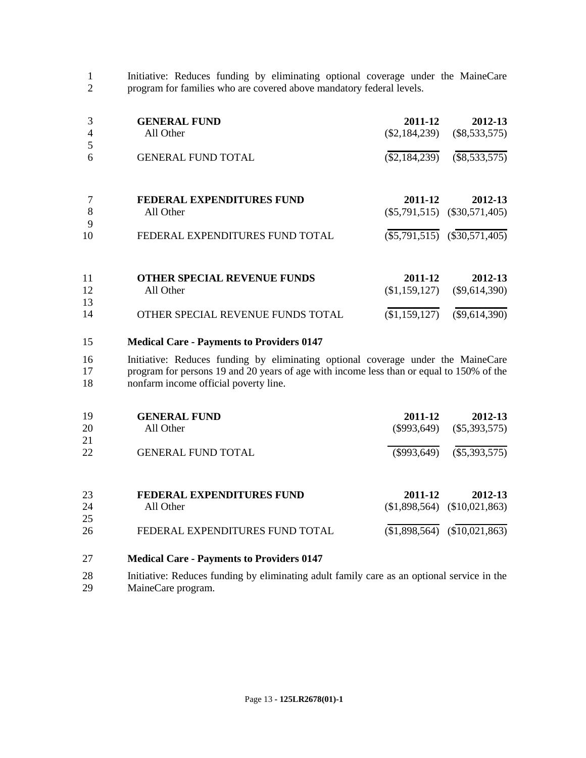Initiative: Reduces funding by eliminating optional coverage under the MaineCare program for families who are covered above mandatory federal levels.

| **GENERAL FUND** | **2011-12** | **2012-13** |
|---|---|---|
| All Other | ($2,184,239) | ($8,533,575) |
| GENERAL FUND TOTAL | ($2,184,239) | ($8,533,575) |

| **FEDERAL EXPENDITURES FUND** | **2011-12** | **2012-13** |
|---|---|---|
| All Other | ($5,791,515) | ($30,571,405) |
| FEDERAL EXPENDITURES FUND TOTAL | ($5,791,515) | ($30,571,405) |

| **OTHER SPECIAL REVENUE FUNDS** | **2011-12** | **2012-13** |
|---|---|---|
| All Other | ($1,159,127) | ($9,614,390) |
| OTHER SPECIAL REVENUE FUNDS TOTAL | ($1,159,127) | ($9,614,390) |

**Medical Care - Payments to Providers 0147**

Initiative: Reduces funding by eliminating optional coverage under the MaineCare program for persons 19 and 20 years of age with income less than or equal to 150% of the nonfarm income official poverty line.

| **GENERAL FUND** | **2011-12** | **2012-13** |
|---|---|---|
| All Other | ($993,649) | ($5,393,575) |
| GENERAL FUND TOTAL | ($993,649) | ($5,393,575) |

| **FEDERAL EXPENDITURES FUND** | **2011-12** | **2012-13** |
|---|---|---|
| All Other | ($1,898,564) | ($10,021,863) |
| FEDERAL EXPENDITURES FUND TOTAL | ($1,898,564) | ($10,021,863) |

**Medical Care - Payments to Providers 0147**

Initiative: Reduces funding by eliminating adult family care as an optional service in the MaineCare program.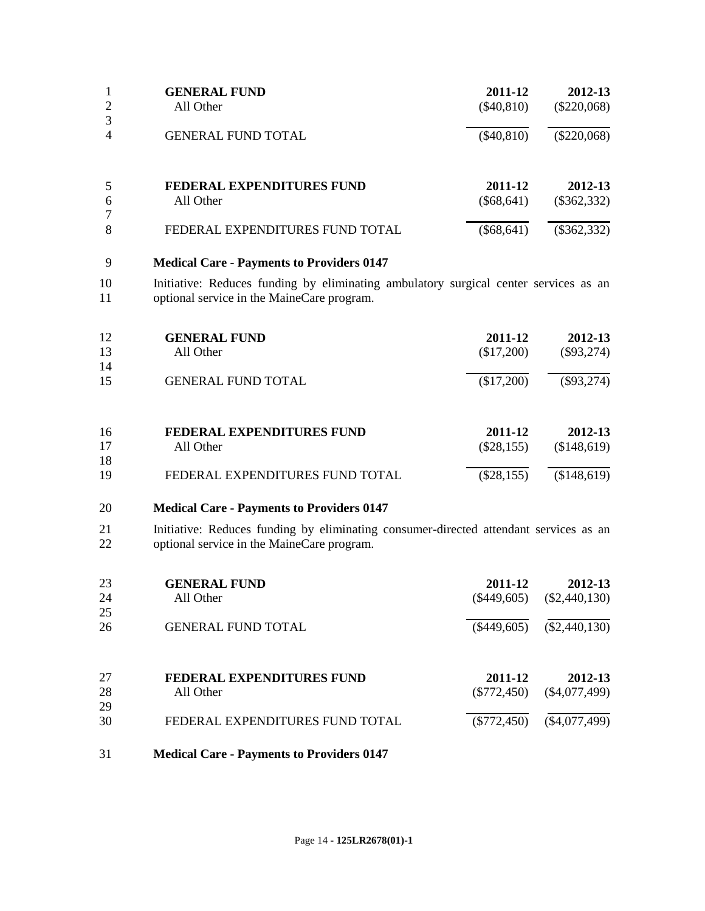| GENERAL FUND | 2011-12 | 2012-13 |
|---|---|---|
| All Other | ($40,810) | ($220,068) |
| GENERAL FUND TOTAL | ($40,810) | ($220,068) |

| FEDERAL EXPENDITURES FUND | 2011-12 | 2012-13 |
|---|---|---|
| All Other | ($68,641) | ($362,332) |
| FEDERAL EXPENDITURES FUND TOTAL | ($68,641) | ($362,332) |

**Medical Care - Payments to Providers 0147**

Initiative: Reduces funding by eliminating ambulatory surgical center services as an optional service in the MaineCare program.

| GENERAL FUND | 2011-12 | 2012-13 |
|---|---|---|
| All Other | ($17,200) | ($93,274) |
| GENERAL FUND TOTAL | ($17,200) | ($93,274) |

| FEDERAL EXPENDITURES FUND | 2011-12 | 2012-13 |
|---|---|---|
| All Other | ($28,155) | ($148,619) |
| FEDERAL EXPENDITURES FUND TOTAL | ($28,155) | ($148,619) |

**Medical Care - Payments to Providers 0147**

Initiative: Reduces funding by eliminating consumer-directed attendant services as an optional service in the MaineCare program.

| GENERAL FUND | 2011-12 | 2012-13 |
|---|---|---|
| All Other | ($449,605) | ($2,440,130) |
| GENERAL FUND TOTAL | ($449,605) | ($2,440,130) |

| FEDERAL EXPENDITURES FUND | 2011-12 | 2012-13 |
|---|---|---|
| All Other | ($772,450) | ($4,077,499) |
| FEDERAL EXPENDITURES FUND TOTAL | ($772,450) | ($4,077,499) |

**Medical Care - Payments to Providers 0147**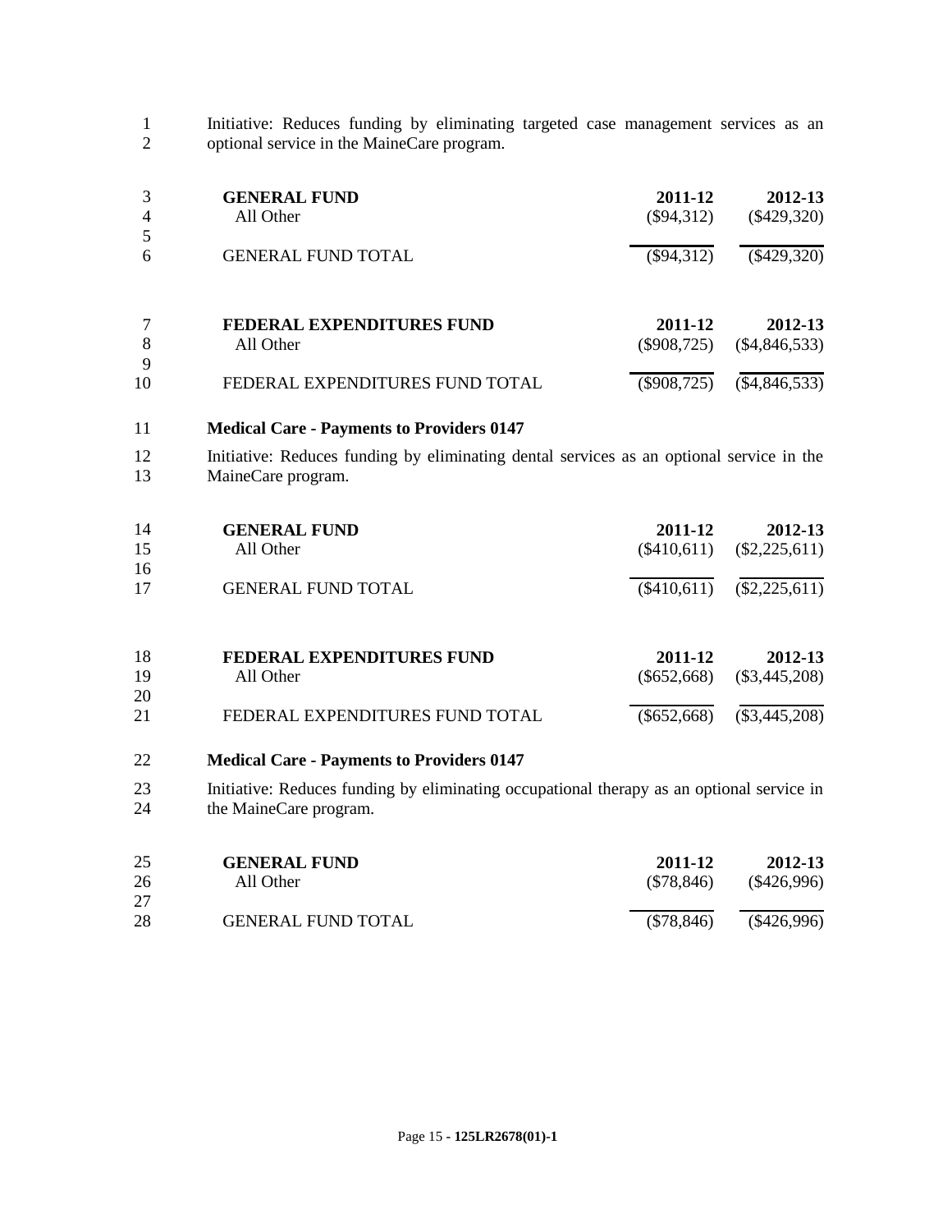Initiative: Reduces funding by eliminating targeted case management services as an optional service in the MaineCare program.

| GENERAL FUND | 2011-12 | 2012-13 |
| --- | --- | --- |
| All Other | ($94,312) | ($429,320) |
| GENERAL FUND TOTAL | ($94,312) | ($429,320) |

| FEDERAL EXPENDITURES FUND | 2011-12 | 2012-13 |
| --- | --- | --- |
| All Other | ($908,725) | ($4,846,533) |
| FEDERAL EXPENDITURES FUND TOTAL | ($908,725) | ($4,846,533) |

**Medical Care - Payments to Providers 0147**

Initiative: Reduces funding by eliminating dental services as an optional service in the MaineCare program.

| GENERAL FUND | 2011-12 | 2012-13 |
| --- | --- | --- |
| All Other | ($410,611) | ($2,225,611) |
| GENERAL FUND TOTAL | ($410,611) | ($2,225,611) |

| FEDERAL EXPENDITURES FUND | 2011-12 | 2012-13 |
| --- | --- | --- |
| All Other | ($652,668) | ($3,445,208) |
| FEDERAL EXPENDITURES FUND TOTAL | ($652,668) | ($3,445,208) |

**Medical Care - Payments to Providers 0147**

Initiative: Reduces funding by eliminating occupational therapy as an optional service in the MaineCare program.

| GENERAL FUND | 2011-12 | 2012-13 |
| --- | --- | --- |
| All Other | ($78,846) | ($426,996) |
| GENERAL FUND TOTAL | ($78,846) | ($426,996) |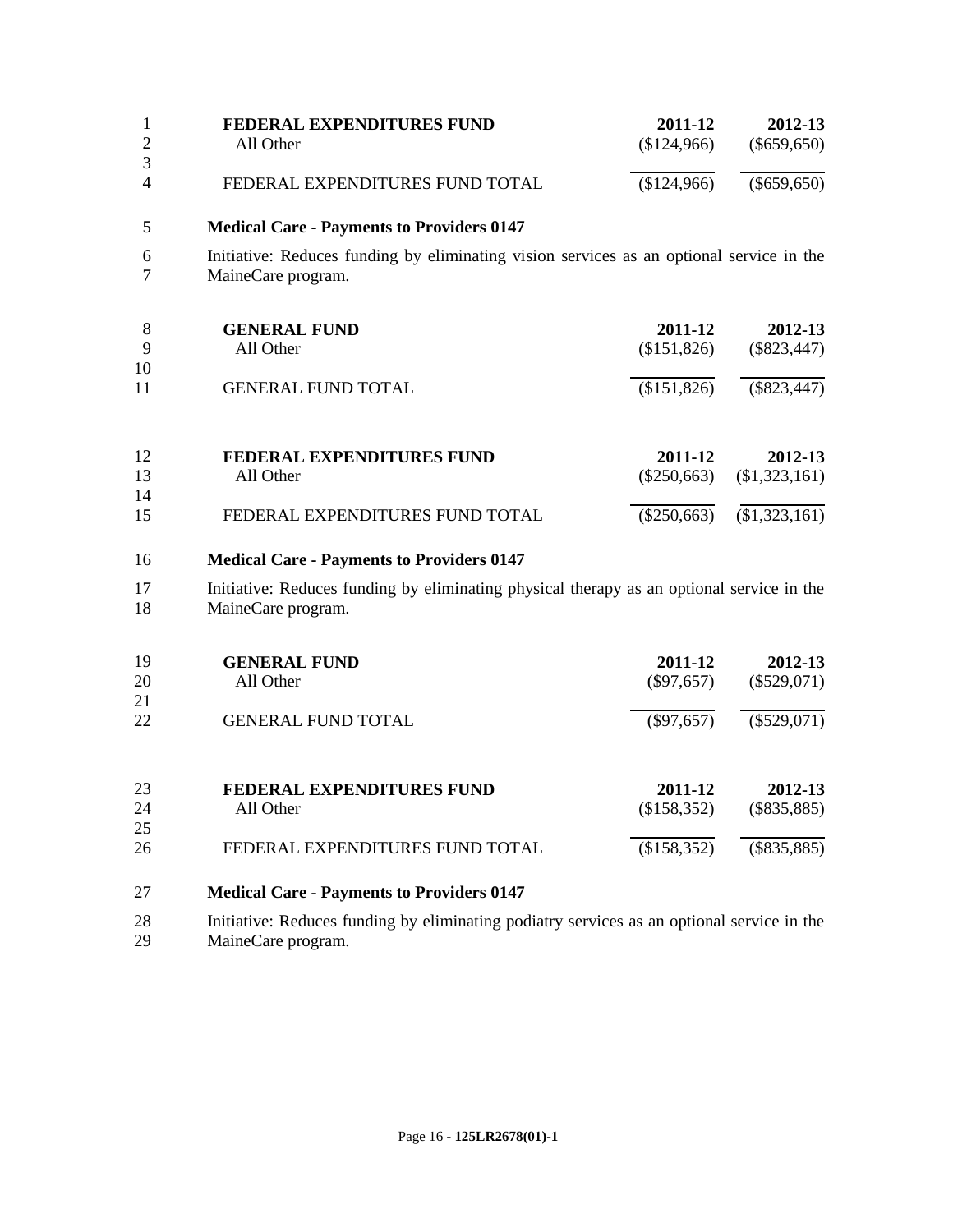| FEDERAL EXPENDITURES FUND | 2011-12 | 2012-13 |
|---|---|---|
| All Other | ($124,966) | ($659,650) |
| FEDERAL EXPENDITURES FUND TOTAL | ($124,966) | ($659,650) |

**Medical Care - Payments to Providers 0147**

Initiative: Reduces funding by eliminating vision services as an optional service in the MaineCare program.

| GENERAL FUND | 2011-12 | 2012-13 |
|---|---|---|
| All Other | ($151,826) | ($823,447) |
| GENERAL FUND TOTAL | ($151,826) | ($823,447) |

| FEDERAL EXPENDITURES FUND | 2011-12 | 2012-13 |
|---|---|---|
| All Other | ($250,663) | ($1,323,161) |
| FEDERAL EXPENDITURES FUND TOTAL | ($250,663) | ($1,323,161) |

**Medical Care - Payments to Providers 0147**

Initiative: Reduces funding by eliminating physical therapy as an optional service in the MaineCare program.

| GENERAL FUND | 2011-12 | 2012-13 |
|---|---|---|
| All Other | ($97,657) | ($529,071) |
| GENERAL FUND TOTAL | ($97,657) | ($529,071) |

| FEDERAL EXPENDITURES FUND | 2011-12 | 2012-13 |
|---|---|---|
| All Other | ($158,352) | ($835,885) |
| FEDERAL EXPENDITURES FUND TOTAL | ($158,352) | ($835,885) |

**Medical Care - Payments to Providers 0147**

Initiative: Reduces funding by eliminating podiatry services as an optional service in the MaineCare program.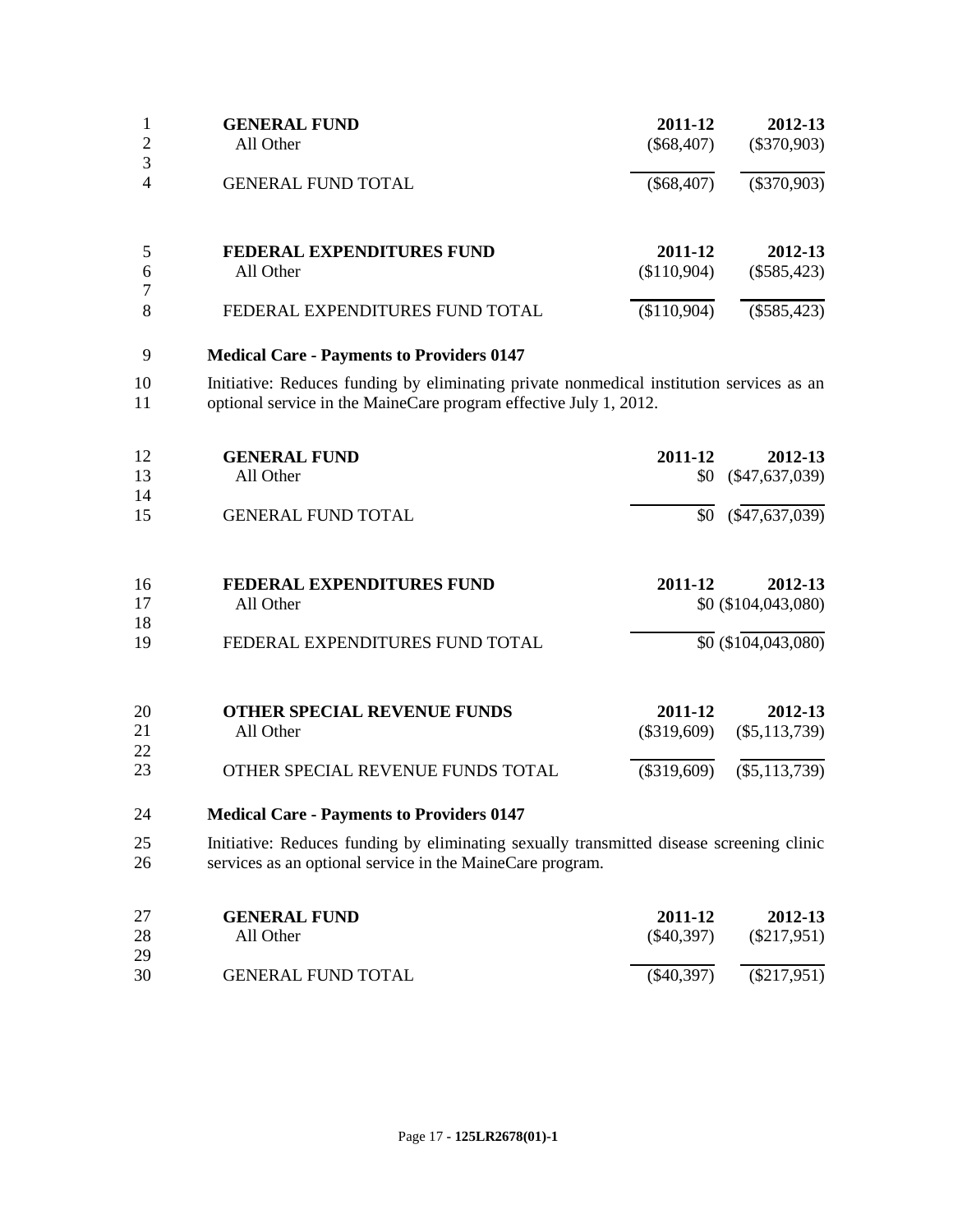| GENERAL FUND | 2011-12 | 2012-13 |
|---|---|---|
| All Other | ($68,407) | ($370,903) |
| GENERAL FUND TOTAL | ($68,407) | ($370,903) |

| FEDERAL EXPENDITURES FUND | 2011-12 | 2012-13 |
|---|---|---|
| All Other | ($110,904) | ($585,423) |
| FEDERAL EXPENDITURES FUND TOTAL | ($110,904) | ($585,423) |

**Medical Care - Payments to Providers 0147**

Initiative: Reduces funding by eliminating private nonmedical institution services as an optional service in the MaineCare program effective July 1, 2012.

| GENERAL FUND | 2011-12 | 2012-13 |
|---|---|---|
| All Other | $0 | ($47,637,039) |
| GENERAL FUND TOTAL | $0 | ($47,637,039) |

| FEDERAL EXPENDITURES FUND | 2011-12 | 2012-13 |
|---|---|---|
| All Other | $0 | ($104,043,080) |
| FEDERAL EXPENDITURES FUND TOTAL | $0 | ($104,043,080) |

| OTHER SPECIAL REVENUE FUNDS | 2011-12 | 2012-13 |
|---|---|---|
| All Other | ($319,609) | ($5,113,739) |
| OTHER SPECIAL REVENUE FUNDS TOTAL | ($319,609) | ($5,113,739) |

**Medical Care - Payments to Providers 0147**

Initiative: Reduces funding by eliminating sexually transmitted disease screening clinic services as an optional service in the MaineCare program.

| GENERAL FUND | 2011-12 | 2012-13 |
|---|---|---|
| All Other | ($40,397) | ($217,951) |
| GENERAL FUND TOTAL | ($40,397) | ($217,951) |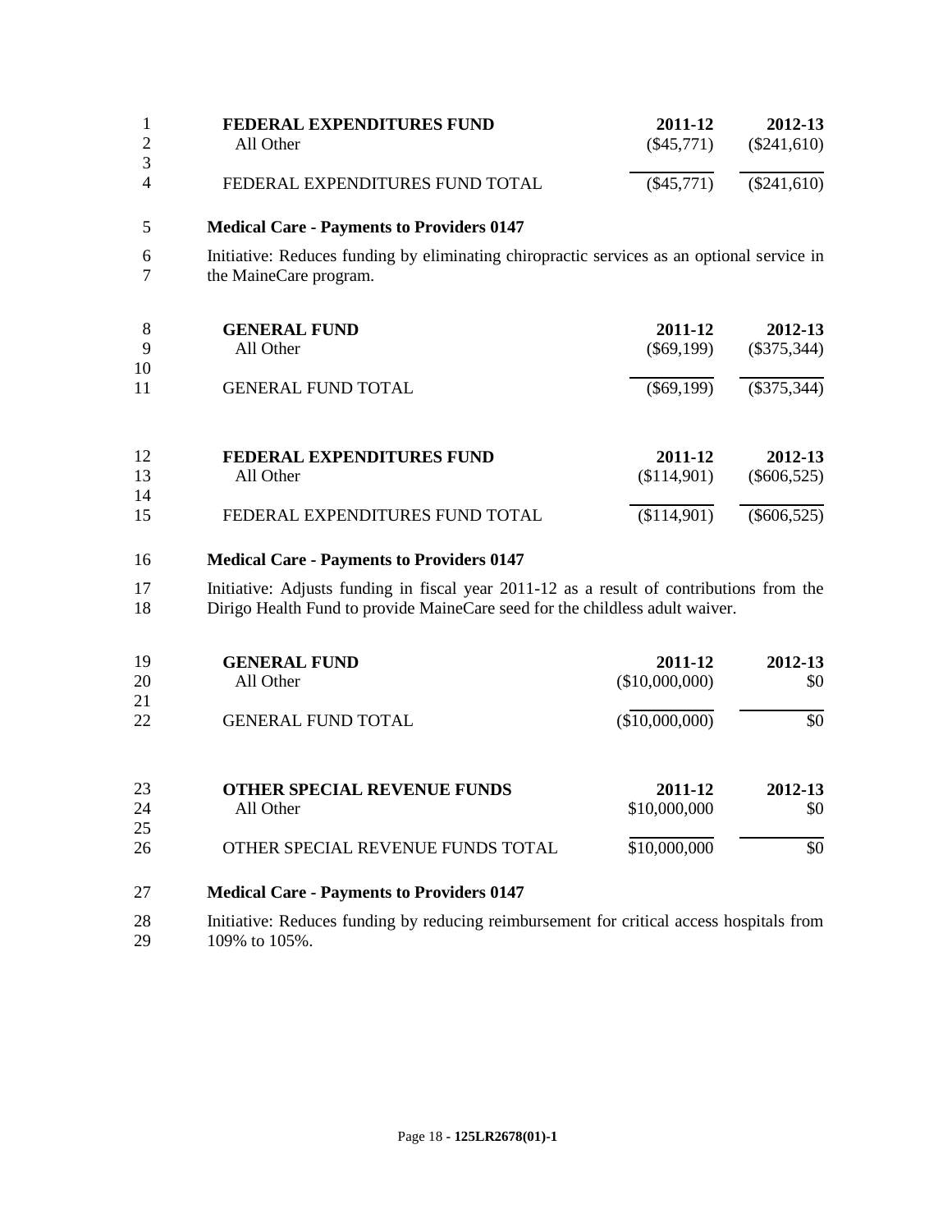| FEDERAL EXPENDITURES FUND | 2011-12 | 2012-13 |
|---|---|---|
| All Other | ($45,771) | ($241,610) |
| FEDERAL EXPENDITURES FUND TOTAL | ($45,771) | ($241,610) |

**Medical Care - Payments to Providers 0147**

Initiative: Reduces funding by eliminating chiropractic services as an optional service in the MaineCare program.

| GENERAL FUND | 2011-12 | 2012-13 |
|---|---|---|
| All Other | ($69,199) | ($375,344) |
| GENERAL FUND TOTAL | ($69,199) | ($375,344) |

| FEDERAL EXPENDITURES FUND | 2011-12 | 2012-13 |
|---|---|---|
| All Other | ($114,901) | ($606,525) |
| FEDERAL EXPENDITURES FUND TOTAL | ($114,901) | ($606,525) |

**Medical Care - Payments to Providers 0147**

Initiative: Adjusts funding in fiscal year 2011-12 as a result of contributions from the Dirigo Health Fund to provide MaineCare seed for the childless adult waiver.

| GENERAL FUND | 2011-12 | 2012-13 |
|---|---|---|
| All Other | ($10,000,000) | $0 |
| GENERAL FUND TOTAL | ($10,000,000) | $0 |

| OTHER SPECIAL REVENUE FUNDS | 2011-12 | 2012-13 |
|---|---|---|
| All Other | $10,000,000 | $0 |
| OTHER SPECIAL REVENUE FUNDS TOTAL | $10,000,000 | $0 |

**Medical Care - Payments to Providers 0147**

Initiative: Reduces funding by reducing reimbursement for critical access hospitals from 109% to 105%.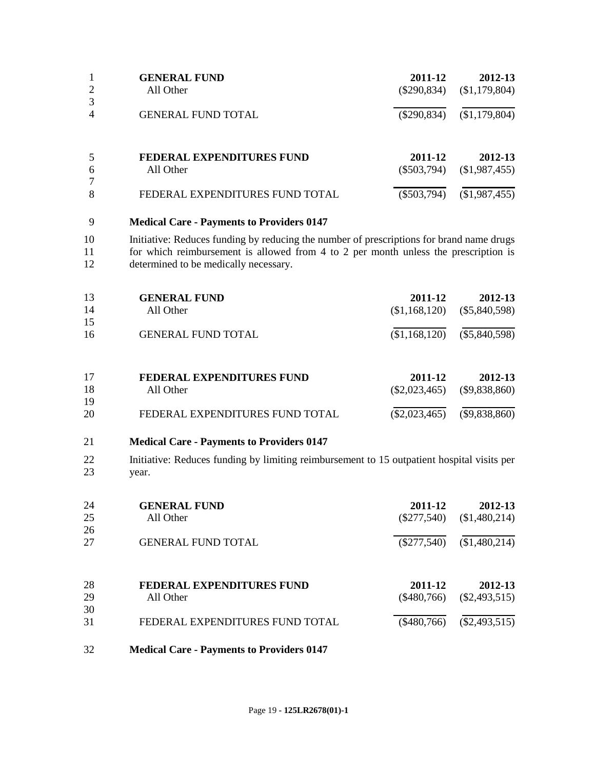| GENERAL FUND | 2011-12 | 2012-13 |
|---|---|---|
| All Other | ($290,834) | ($1,179,804) |
| GENERAL FUND TOTAL | ($290,834) | ($1,179,804) |

| FEDERAL EXPENDITURES FUND | 2011-12 | 2012-13 |
|---|---|---|
| All Other | ($503,794) | ($1,987,455) |
| FEDERAL EXPENDITURES FUND TOTAL | ($503,794) | ($1,987,455) |

**Medical Care - Payments to Providers 0147**

Initiative: Reduces funding by reducing the number of prescriptions for brand name drugs for which reimbursement is allowed from 4 to 2 per month unless the prescription is determined to be medically necessary.

| GENERAL FUND | 2011-12 | 2012-13 |
|---|---|---|
| All Other | ($1,168,120) | ($5,840,598) |
| GENERAL FUND TOTAL | ($1,168,120) | ($5,840,598) |

| FEDERAL EXPENDITURES FUND | 2011-12 | 2012-13 |
|---|---|---|
| All Other | ($2,023,465) | ($9,838,860) |
| FEDERAL EXPENDITURES FUND TOTAL | ($2,023,465) | ($9,838,860) |

**Medical Care - Payments to Providers 0147**

Initiative: Reduces funding by limiting reimbursement to 15 outpatient hospital visits per year.

| GENERAL FUND | 2011-12 | 2012-13 |
|---|---|---|
| All Other | ($277,540) | ($1,480,214) |
| GENERAL FUND TOTAL | ($277,540) | ($1,480,214) |

| FEDERAL EXPENDITURES FUND | 2011-12 | 2012-13 |
|---|---|---|
| All Other | ($480,766) | ($2,493,515) |
| FEDERAL EXPENDITURES FUND TOTAL | ($480,766) | ($2,493,515) |

**Medical Care - Payments to Providers 0147**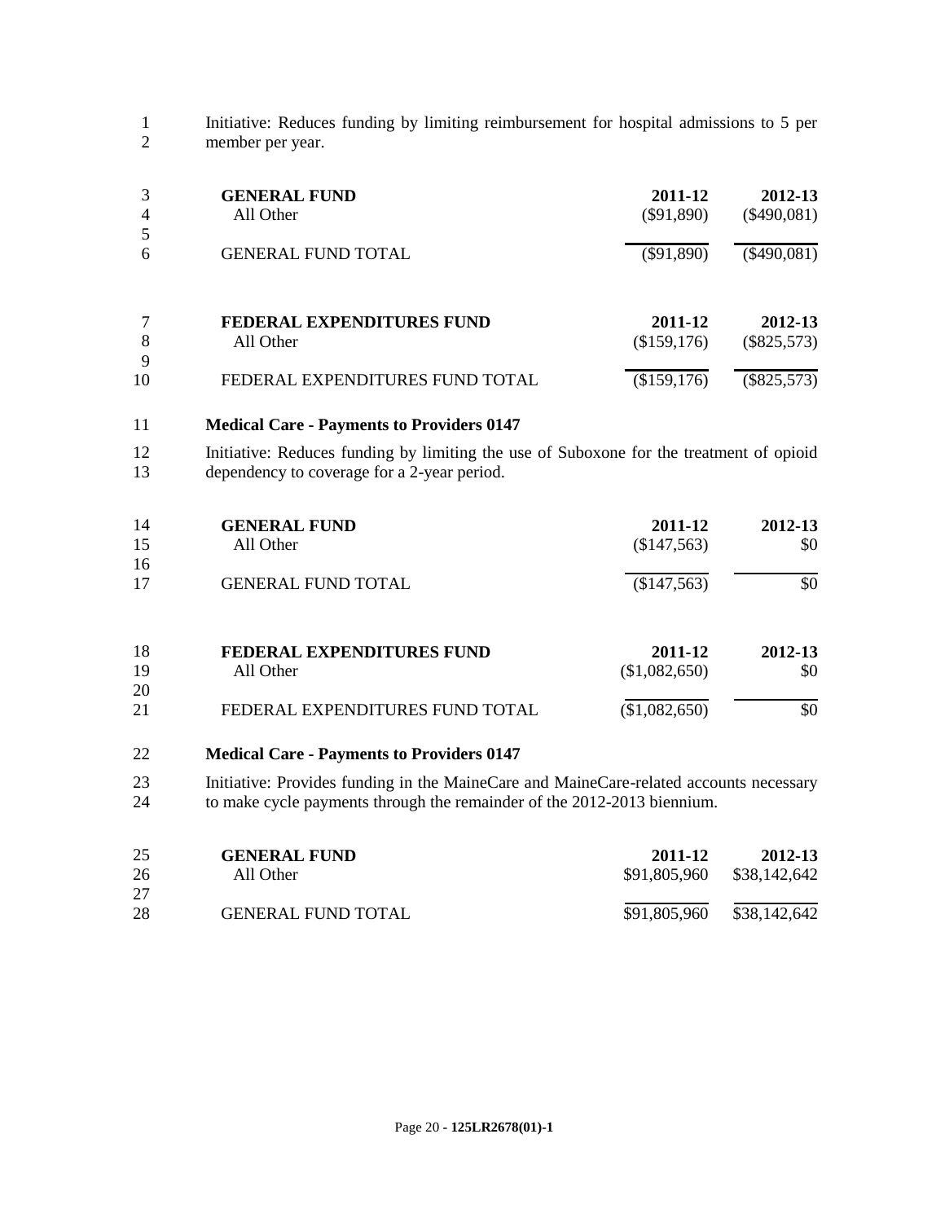Initiative: Reduces funding by limiting reimbursement for hospital admissions to 5 per member per year.

| GENERAL FUND | 2011-12 | 2012-13 |
| --- | --- | --- |
| All Other | ($91,890) | ($490,081) |
| GENERAL FUND TOTAL | ($91,890) | ($490,081) |

| FEDERAL EXPENDITURES FUND | 2011-12 | 2012-13 |
| --- | --- | --- |
| All Other | ($159,176) | ($825,573) |
| FEDERAL EXPENDITURES FUND TOTAL | ($159,176) | ($825,573) |

**Medical Care - Payments to Providers 0147**

Initiative: Reduces funding by limiting the use of Suboxone for the treatment of opioid dependency to coverage for a 2-year period.

| GENERAL FUND | 2011-12 | 2012-13 |
| --- | --- | --- |
| All Other | ($147,563) | $0 |
| GENERAL FUND TOTAL | ($147,563) | $0 |

| FEDERAL EXPENDITURES FUND | 2011-12 | 2012-13 |
| --- | --- | --- |
| All Other | ($1,082,650) | $0 |
| FEDERAL EXPENDITURES FUND TOTAL | ($1,082,650) | $0 |

**Medical Care - Payments to Providers 0147**

Initiative: Provides funding in the MaineCare and MaineCare-related accounts necessary to make cycle payments through the remainder of the 2012-2013 biennium.

| GENERAL FUND | 2011-12 | 2012-13 |
| --- | --- | --- |
| All Other | $91,805,960 | $38,142,642 |
| GENERAL FUND TOTAL | $91,805,960 | $38,142,642 |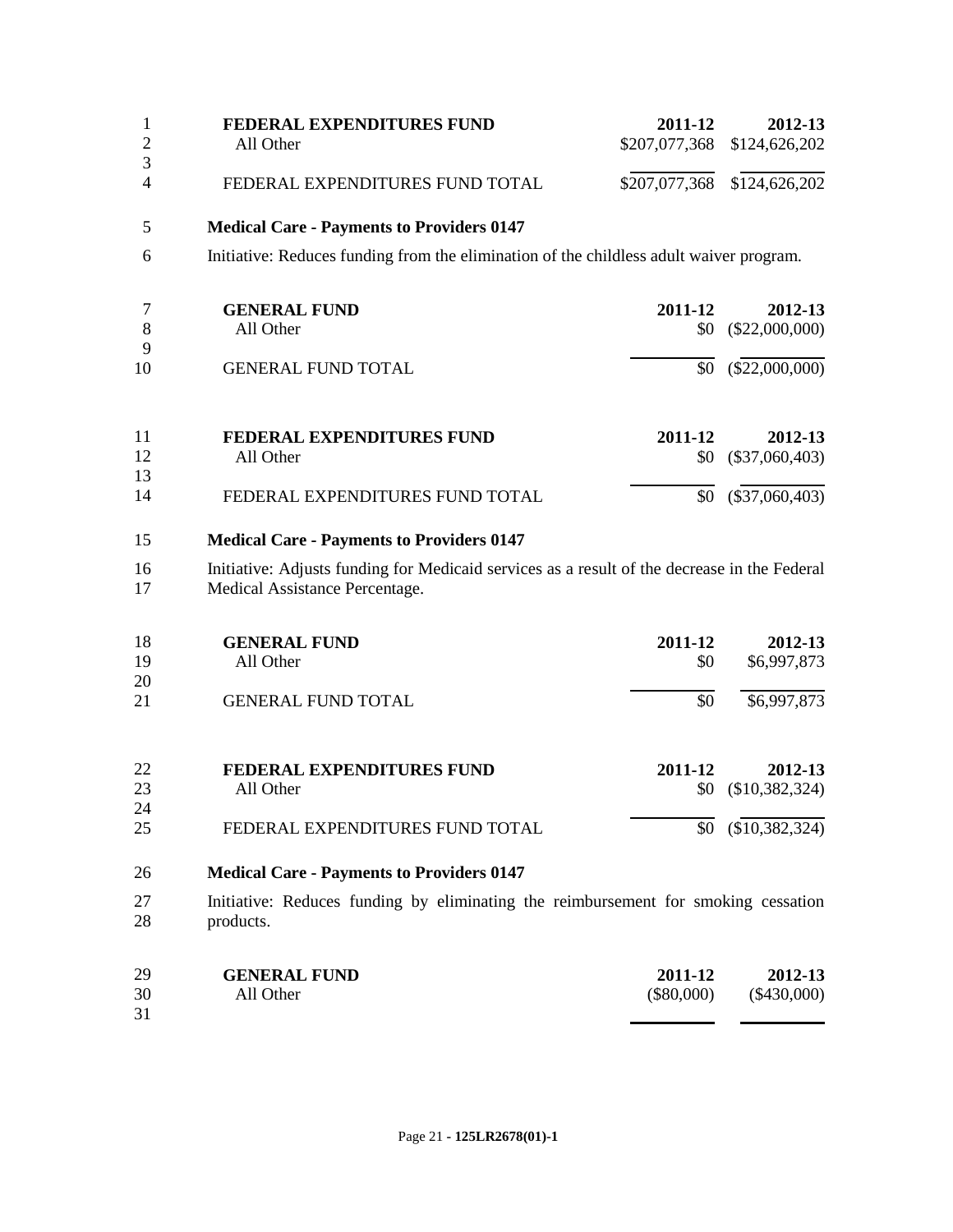| FEDERAL EXPENDITURES FUND | 2011-12 | 2012-13 |
|---|---|---|
| All Other | $207,077,368 | $124,626,202 |
| FEDERAL EXPENDITURES FUND TOTAL | $207,077,368 | $124,626,202 |

**Medical Care - Payments to Providers 0147**

Initiative: Reduces funding from the elimination of the childless adult waiver program.

| GENERAL FUND | 2011-12 | 2012-13 |
|---|---|---|
| All Other | $0 | ($22,000,000) |
| GENERAL FUND TOTAL | $0 | ($22,000,000) |

| FEDERAL EXPENDITURES FUND | 2011-12 | 2012-13 |
|---|---|---|
| All Other | $0 | ($37,060,403) |
| FEDERAL EXPENDITURES FUND TOTAL | $0 | ($37,060,403) |

**Medical Care - Payments to Providers 0147**

Initiative: Adjusts funding for Medicaid services as a result of the decrease in the Federal Medical Assistance Percentage.

| GENERAL FUND | 2011-12 | 2012-13 |
|---|---|---|
| All Other | $0 | $6,997,873 |
| GENERAL FUND TOTAL | $0 | $6,997,873 |

| FEDERAL EXPENDITURES FUND | 2011-12 | 2012-13 |
|---|---|---|
| All Other | $0 | ($10,382,324) |
| FEDERAL EXPENDITURES FUND TOTAL | $0 | ($10,382,324) |

**Medical Care - Payments to Providers 0147**

Initiative: Reduces funding by eliminating the reimbursement for smoking cessation products.

| GENERAL FUND | 2011-12 | 2012-13 |
|---|---|---|
| All Other | ($80,000) | ($430,000) |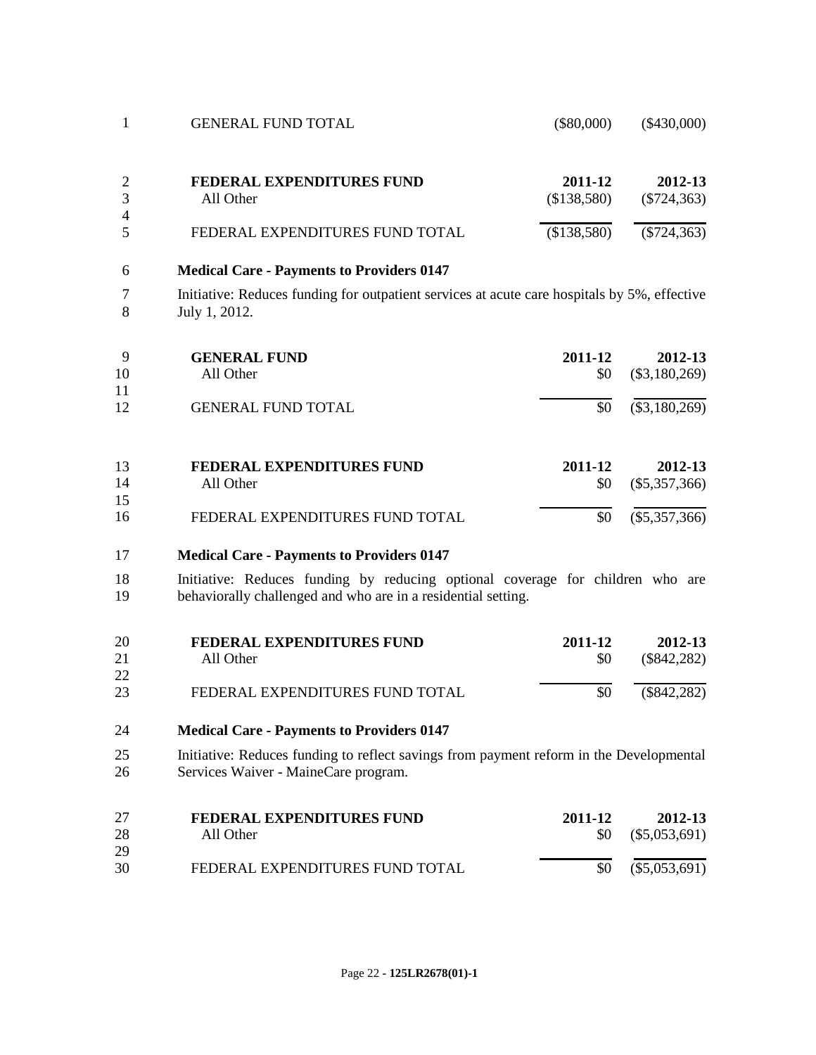| | 2011-12 | 2012-13 |
|---|---|---|
| GENERAL FUND TOTAL | ($80,000) | ($430,000) |

| **FEDERAL EXPENDITURES FUND** | **2011-12** | **2012-13** |
|---|---|---|
| All Other | ($138,580) | ($724,363) |
| FEDERAL EXPENDITURES FUND TOTAL | ($138,580) | ($724,363) |

**Medical Care - Payments to Providers 0147**

Initiative: Reduces funding for outpatient services at acute care hospitals by 5%, effective July 1, 2012.

| **GENERAL FUND** | **2011-12** | **2012-13** |
|---|---|---|
| All Other | $0 | ($3,180,269) |
| GENERAL FUND TOTAL | $0 | ($3,180,269) |

| **FEDERAL EXPENDITURES FUND** | **2011-12** | **2012-13** |
|---|---|---|
| All Other | $0 | ($5,357,366) |
| FEDERAL EXPENDITURES FUND TOTAL | $0 | ($5,357,366) |

**Medical Care - Payments to Providers 0147**

Initiative: Reduces funding by reducing optional coverage for children who are behaviorally challenged and who are in a residential setting.

| **FEDERAL EXPENDITURES FUND** | **2011-12** | **2012-13** |
|---|---|---|
| All Other | $0 | ($842,282) |
| FEDERAL EXPENDITURES FUND TOTAL | $0 | ($842,282) |

**Medical Care - Payments to Providers 0147**

Initiative: Reduces funding to reflect savings from payment reform in the Developmental Services Waiver - MaineCare program.

| **FEDERAL EXPENDITURES FUND** | **2011-12** | **2012-13** |
|---|---|---|
| All Other | $0 | ($5,053,691) |
| FEDERAL EXPENDITURES FUND TOTAL | $0 | ($5,053,691) |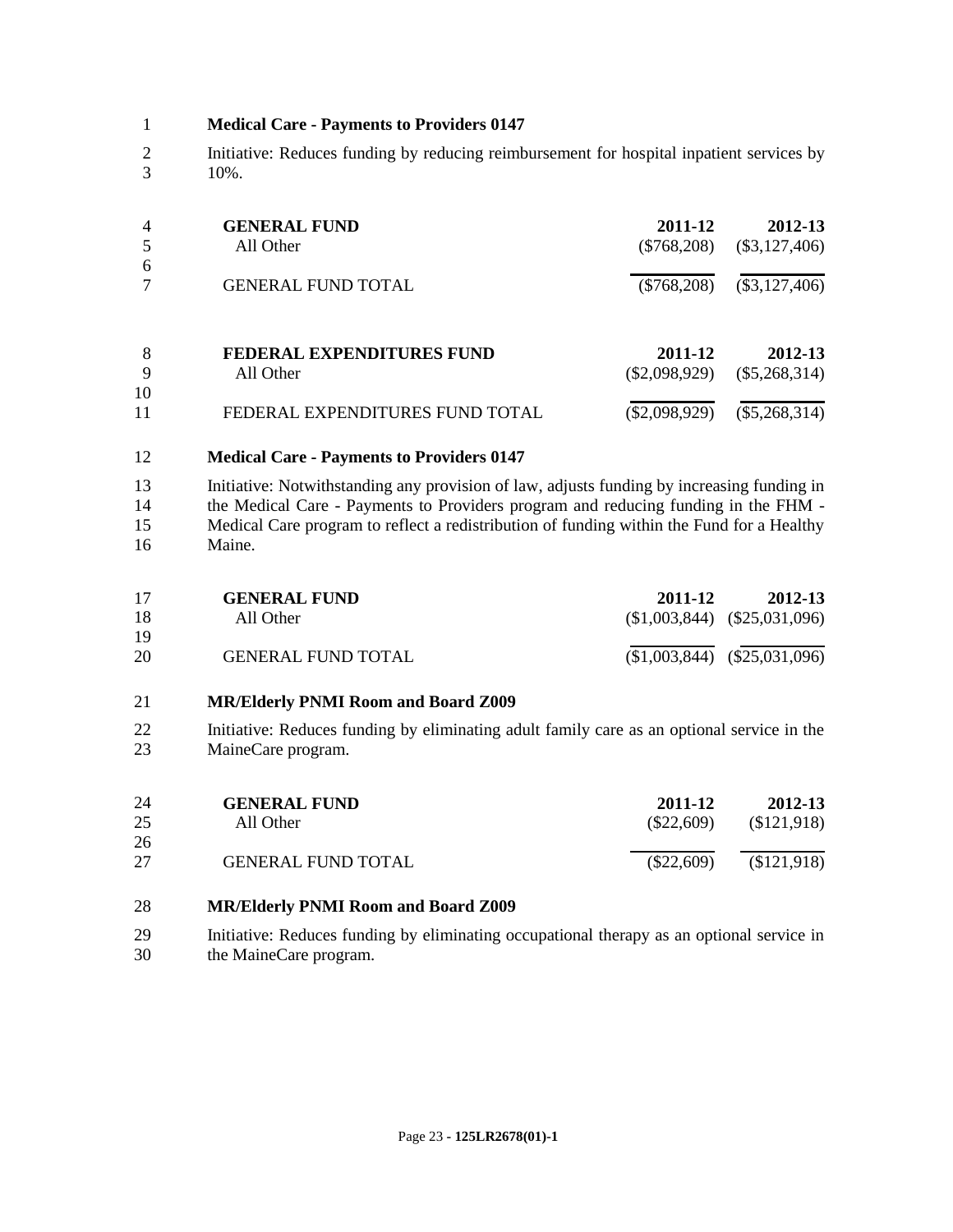**Medical Care - Payments to Providers 0147**

Initiative: Reduces funding by reducing reimbursement for hospital inpatient services by 10%.

| GENERAL FUND | 2011-12 | 2012-13 |
|---|---|---|
| All Other | ($768,208) | ($3,127,406) |
| GENERAL FUND TOTAL | ($768,208) | ($3,127,406) |

| FEDERAL EXPENDITURES FUND | 2011-12 | 2012-13 |
|---|---|---|
| All Other | ($2,098,929) | ($5,268,314) |
| FEDERAL EXPENDITURES FUND TOTAL | ($2,098,929) | ($5,268,314) |

**Medical Care - Payments to Providers 0147**

Initiative: Notwithstanding any provision of law, adjusts funding by increasing funding in the Medical Care - Payments to Providers program and reducing funding in the FHM - Medical Care program to reflect a redistribution of funding within the Fund for a Healthy Maine.

| GENERAL FUND | 2011-12 | 2012-13 |
|---|---|---|
| All Other | ($1,003,844) | ($25,031,096) |
| GENERAL FUND TOTAL | ($1,003,844) | ($25,031,096) |

**MR/Elderly PNMI Room and Board Z009**

Initiative: Reduces funding by eliminating adult family care as an optional service in the MaineCare program.

| GENERAL FUND | 2011-12 | 2012-13 |
|---|---|---|
| All Other | ($22,609) | ($121,918) |
| GENERAL FUND TOTAL | ($22,609) | ($121,918) |

**MR/Elderly PNMI Room and Board Z009**

Initiative: Reduces funding by eliminating occupational therapy as an optional service in the MaineCare program.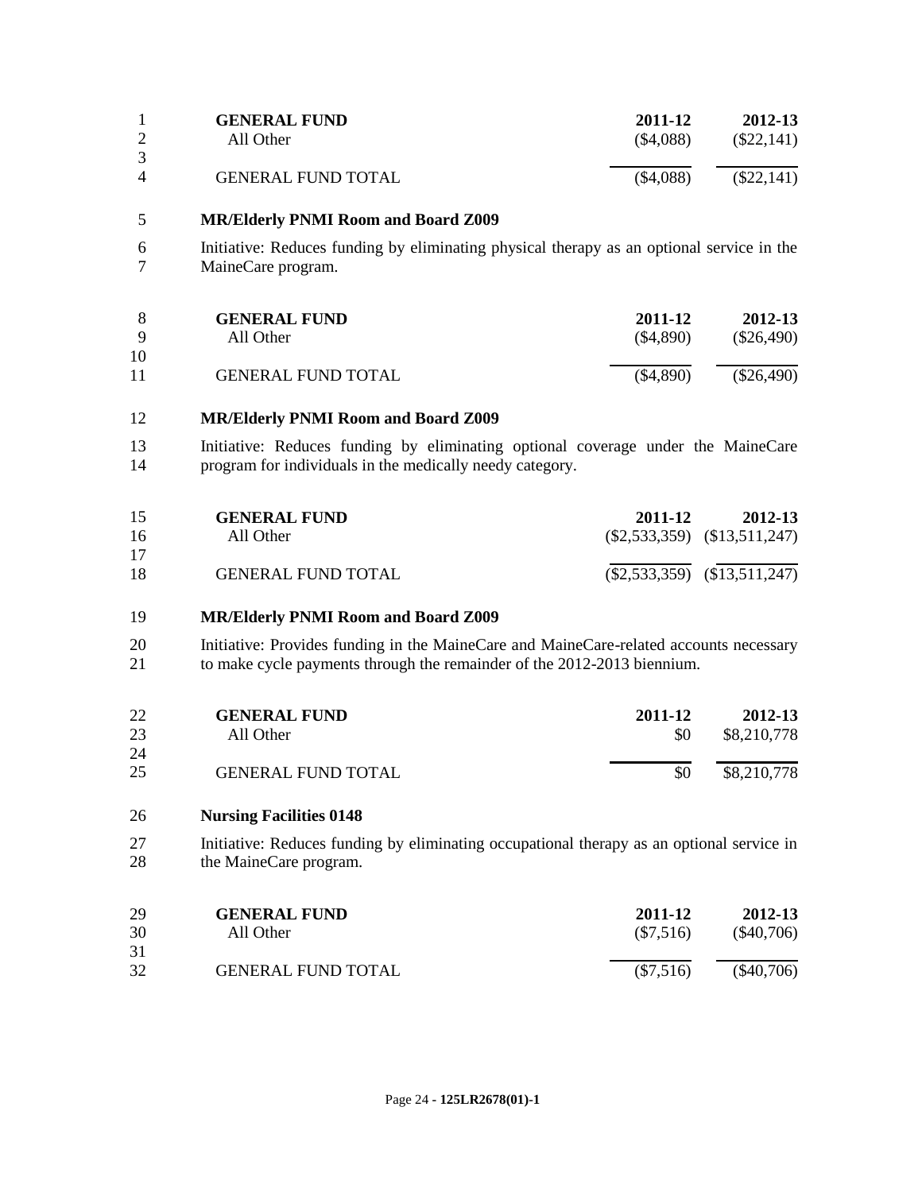| GENERAL FUND | 2011-12 | 2012-13 |
|---|---|---|
| All Other | ($4,088) | ($22,141) |
| GENERAL FUND TOTAL | ($4,088) | ($22,141) |

**MR/Elderly PNMI Room and Board Z009**

Initiative: Reduces funding by eliminating physical therapy as an optional service in the MaineCare program.

| GENERAL FUND | 2011-12 | 2012-13 |
|---|---|---|
| All Other | ($4,890) | ($26,490) |
| GENERAL FUND TOTAL | ($4,890) | ($26,490) |

**MR/Elderly PNMI Room and Board Z009**

Initiative: Reduces funding by eliminating optional coverage under the MaineCare program for individuals in the medically needy category.

| GENERAL FUND | 2011-12 | 2012-13 |
|---|---|---|
| All Other | ($2,533,359) | ($13,511,247) |
| GENERAL FUND TOTAL | ($2,533,359) | ($13,511,247) |

**MR/Elderly PNMI Room and Board Z009**

Initiative: Provides funding in the MaineCare and MaineCare-related accounts necessary to make cycle payments through the remainder of the 2012-2013 biennium.

| GENERAL FUND | 2011-12 | 2012-13 |
|---|---|---|
| All Other | $0 | $8,210,778 |
| GENERAL FUND TOTAL | $0 | $8,210,778 |

**Nursing Facilities 0148**

Initiative: Reduces funding by eliminating occupational therapy as an optional service in the MaineCare program.

| GENERAL FUND | 2011-12 | 2012-13 |
|---|---|---|
| All Other | ($7,516) | ($40,706) |
| GENERAL FUND TOTAL | ($7,516) | ($40,706) |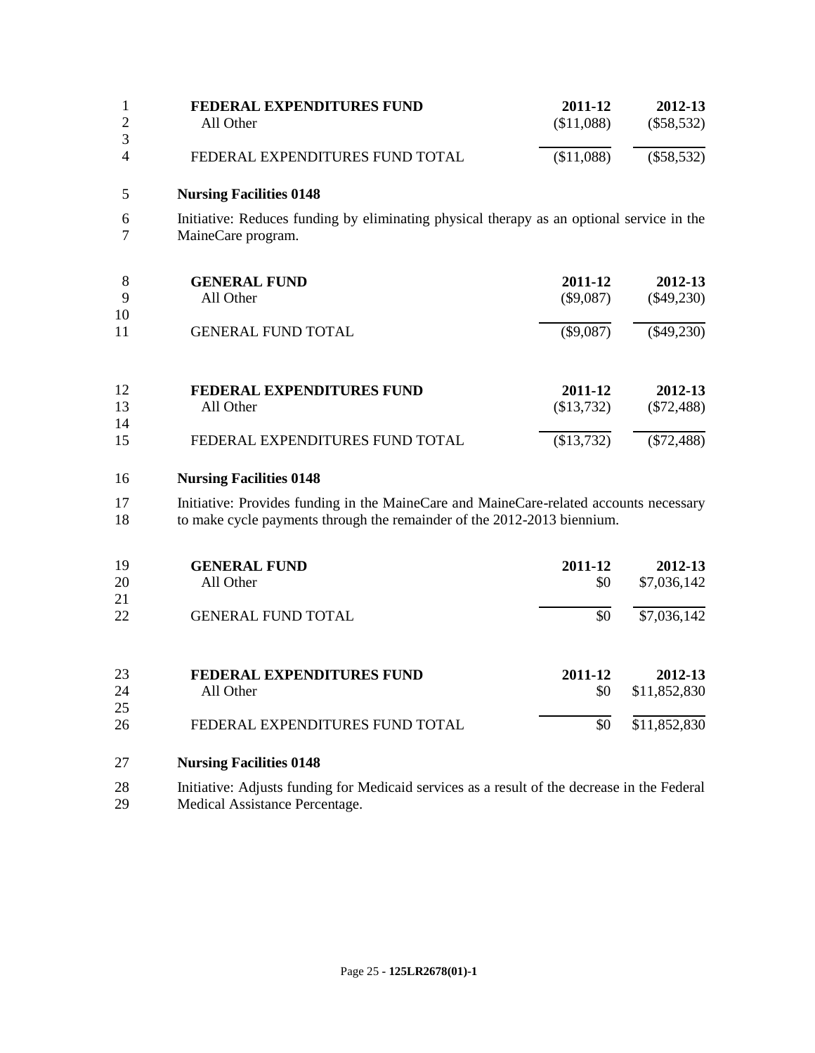| FEDERAL EXPENDITURES FUND | 2011-12 | 2012-13 |
| --- | --- | --- |
| All Other | ($11,088) | ($58,532) |
| FEDERAL EXPENDITURES FUND TOTAL | ($11,088) | ($58,532) |

**Nursing Facilities 0148**

Initiative: Reduces funding by eliminating physical therapy as an optional service in the MaineCare program.

| GENERAL FUND | 2011-12 | 2012-13 |
| --- | --- | --- |
| All Other | ($9,087) | ($49,230) |
| GENERAL FUND TOTAL | ($9,087) | ($49,230) |

| FEDERAL EXPENDITURES FUND | 2011-12 | 2012-13 |
| --- | --- | --- |
| All Other | ($13,732) | ($72,488) |
| FEDERAL EXPENDITURES FUND TOTAL | ($13,732) | ($72,488) |

**Nursing Facilities 0148**

Initiative: Provides funding in the MaineCare and MaineCare-related accounts necessary to make cycle payments through the remainder of the 2012-2013 biennium.

| GENERAL FUND | 2011-12 | 2012-13 |
| --- | --- | --- |
| All Other | $0 | $7,036,142 |
| GENERAL FUND TOTAL | $0 | $7,036,142 |

| FEDERAL EXPENDITURES FUND | 2011-12 | 2012-13 |
| --- | --- | --- |
| All Other | $0 | $11,852,830 |
| FEDERAL EXPENDITURES FUND TOTAL | $0 | $11,852,830 |

**Nursing Facilities 0148**

Initiative: Adjusts funding for Medicaid services as a result of the decrease in the Federal Medical Assistance Percentage.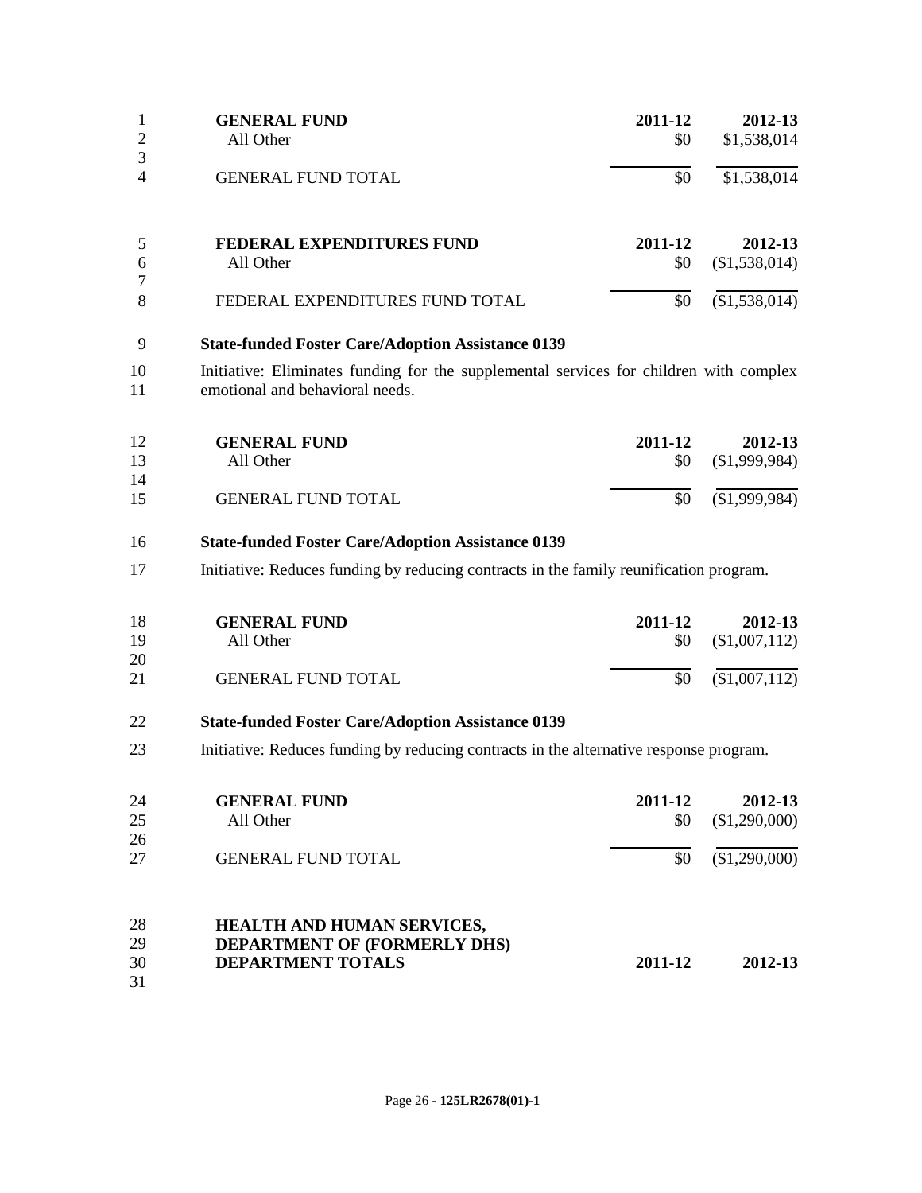| GENERAL FUND | 2011-12 | 2012-13 |
|---|---|---|
| All Other | $0 | $1,538,014 |
| GENERAL FUND TOTAL | $0 | $1,538,014 |

| FEDERAL EXPENDITURES FUND | 2011-12 | 2012-13 |
|---|---|---|
| All Other | $0 | ($1,538,014) |
| FEDERAL EXPENDITURES FUND TOTAL | $0 | ($1,538,014) |

**State-funded Foster Care/Adoption Assistance 0139**

Initiative: Eliminates funding for the supplemental services for children with complex emotional and behavioral needs.

| GENERAL FUND | 2011-12 | 2012-13 |
|---|---|---|
| All Other | $0 | ($1,999,984) |
| GENERAL FUND TOTAL | $0 | ($1,999,984) |

**State-funded Foster Care/Adoption Assistance 0139**

Initiative: Reduces funding by reducing contracts in the family reunification program.

| GENERAL FUND | 2011-12 | 2012-13 |
|---|---|---|
| All Other | $0 | ($1,007,112) |
| GENERAL FUND TOTAL | $0 | ($1,007,112) |

**State-funded Foster Care/Adoption Assistance 0139**

Initiative: Reduces funding by reducing contracts in the alternative response program.

| GENERAL FUND | 2011-12 | 2012-13 |
|---|---|---|
| All Other | $0 | ($1,290,000) |
| GENERAL FUND TOTAL | $0 | ($1,290,000) |

| HEALTH AND HUMAN SERVICES, DEPARTMENT OF (FORMERLY DHS) DEPARTMENT TOTALS | 2011-12 | 2012-13 |
|---|---|---|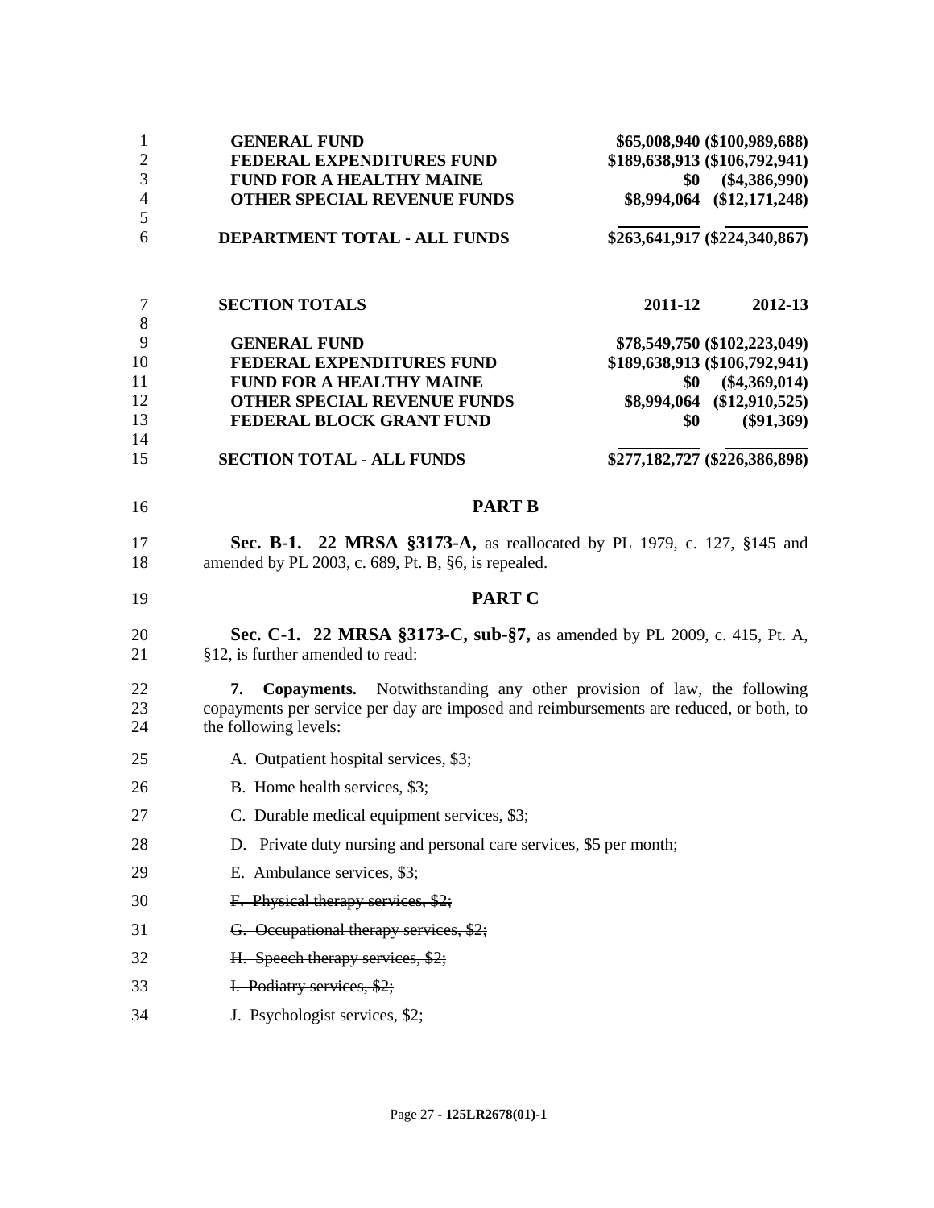| | | |
|---|---|---|
| **GENERAL FUND** | **$65,008,940** | **($100,989,688)** |
| **FEDERAL EXPENDITURES FUND** | **$189,638,913** | **($106,792,941)** |
| **FUND FOR A HEALTHY MAINE** | **$0** | **($4,386,990)** |
| **OTHER SPECIAL REVENUE FUNDS** | **$8,994,064** | **($12,171,248)** |
| **DEPARTMENT TOTAL - ALL FUNDS** | **$263,641,917** | **($224,340,867)** |

| **SECTION TOTALS** | **2011-12** | **2012-13** |
|---|---|---|
| **GENERAL FUND** | **$78,549,750** | **($102,223,049)** |
| **FEDERAL EXPENDITURES FUND** | **$189,638,913** | **($106,792,941)** |
| **FUND FOR A HEALTHY MAINE** | **$0** | **($4,369,014)** |
| **OTHER SPECIAL REVENUE FUNDS** | **$8,994,064** | **($12,910,525)** |
| **FEDERAL BLOCK GRANT FUND** | **$0** | **($91,369)** |
| **SECTION TOTAL - ALL FUNDS** | **$277,182,727** | **($226,386,898)** |

## PART B

**Sec. B-1. 22 MRSA §3173-A,** as reallocated by PL 1979, c. 127, §145 and amended by PL 2003, c. 689, Pt. B, §6, is repealed.

## PART C

**Sec. C-1. 22 MRSA §3173-C, sub-§7,** as amended by PL 2009, c. 415, Pt. A, §12, is further amended to read:

**7. Copayments.** Notwithstanding any other provision of law, the following copayments per service per day are imposed and reimbursements are reduced, or both, to the following levels:

A. Outpatient hospital services, $3;

B. Home health services, $3;

C. Durable medical equipment services, $3;

D. Private duty nursing and personal care services, $5 per month;

E. Ambulance services, $3;

~~F. Physical therapy services, $2;~~

~~G. Occupational therapy services, $2;~~

~~H. Speech therapy services, $2;~~

~~I. Podiatry services, $2;~~

J. Psychologist services, $2;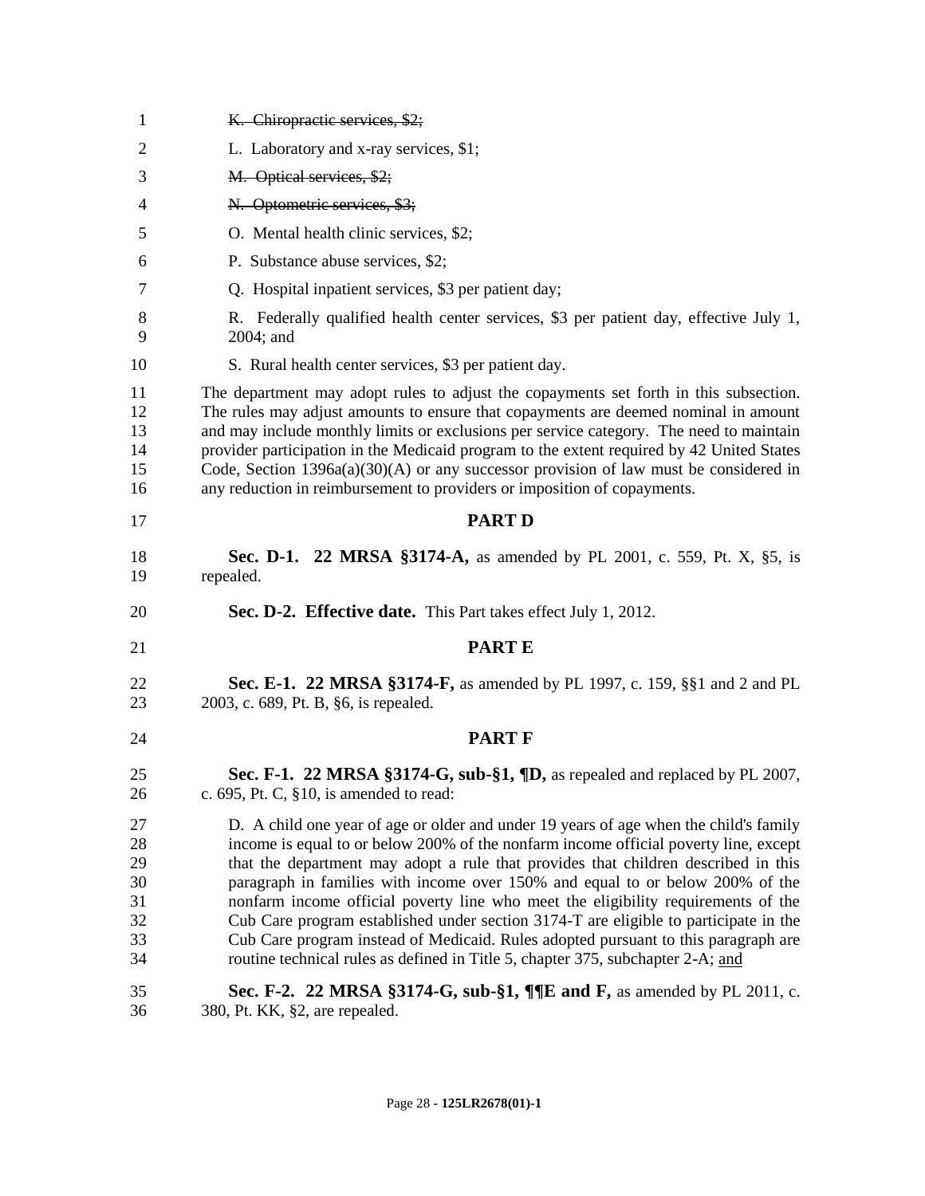~~K. Chiropractic services, $2;~~

L. Laboratory and x-ray services, $1;

~~M. Optical services, $2;~~

~~N. Optometric services, $3;~~

O. Mental health clinic services, $2;

P. Substance abuse services, $2;

Q. Hospital inpatient services, $3 per patient day;

R. Federally qualified health center services, $3 per patient day, effective July 1, 2004; and

S. Rural health center services, $3 per patient day.

The department may adopt rules to adjust the copayments set forth in this subsection. The rules may adjust amounts to ensure that copayments are deemed nominal in amount and may include monthly limits or exclusions per service category. The need to maintain provider participation in the Medicaid program to the extent required by 42 United States Code, Section 1396a(a)(30)(A) or any successor provision of law must be considered in any reduction in reimbursement to providers or imposition of copayments.

## PART D

**Sec. D-1. 22 MRSA §3174-A,** as amended by PL 2001, c. 559, Pt. X, §5, is repealed.

**Sec. D-2. Effective date.** This Part takes effect July 1, 2012.

## PART E

**Sec. E-1. 22 MRSA §3174-F,** as amended by PL 1997, c. 159, §§1 and 2 and PL 2003, c. 689, Pt. B, §6, is repealed.

## PART F

**Sec. F-1. 22 MRSA §3174-G, sub-§1, ¶D,** as repealed and replaced by PL 2007, c. 695, Pt. C, §10, is amended to read:

D. A child one year of age or older and under 19 years of age when the child's family income is equal to or below 200% of the nonfarm income official poverty line, except that the department may adopt a rule that provides that children described in this paragraph in families with income over 150% and equal to or below 200% of the nonfarm income official poverty line who meet the eligibility requirements of the Cub Care program established under section 3174-T are eligible to participate in the Cub Care program instead of Medicaid. Rules adopted pursuant to this paragraph are routine technical rules as defined in Title 5, chapter 375, subchapter 2-A; <u>and</u>

**Sec. F-2. 22 MRSA §3174-G, sub-§1, ¶¶E and F,** as amended by PL 2011, c. 380, Pt. KK, §2, are repealed.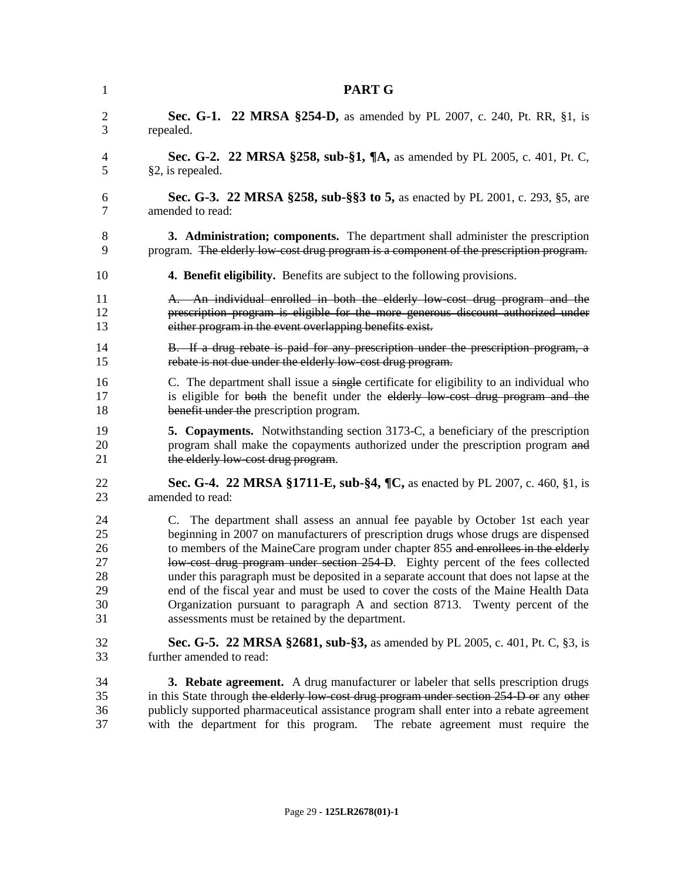# PART G

**Sec. G-1. 22 MRSA §254-D,** as amended by PL 2007, c. 240, Pt. RR, §1, is repealed.

**Sec. G-2. 22 MRSA §258, sub-§1, ¶A,** as amended by PL 2005, c. 401, Pt. C, §2, is repealed.

**Sec. G-3. 22 MRSA §258, sub-§§3 to 5,** as enacted by PL 2001, c. 293, §5, are amended to read:

**3. Administration; components.** The department shall administer the prescription program. ~~The elderly low-cost drug program is a component of the prescription program.~~

**4. Benefit eligibility.** Benefits are subject to the following provisions.

~~A. An individual enrolled in both the elderly low-cost drug program and the prescription program is eligible for the more generous discount authorized under either program in the event overlapping benefits exist.~~

~~B. If a drug rebate is paid for any prescription under the prescription program, a rebate is not due under the elderly low-cost drug program.~~

C. The department shall issue a ~~single~~ certificate for eligibility to an individual who is eligible for ~~both~~ the benefit under the ~~elderly low-cost drug program and the benefit under the~~ prescription program.

**5. Copayments.** Notwithstanding section 3173-C, a beneficiary of the prescription program shall make the copayments authorized under the prescription program ~~and the elderly low-cost drug program~~.

**Sec. G-4. 22 MRSA §1711-E, sub-§4, ¶C,** as enacted by PL 2007, c. 460, §1, is amended to read:

C. The department shall assess an annual fee payable by October 1st each year beginning in 2007 on manufacturers of prescription drugs whose drugs are dispensed to members of the MaineCare program under chapter 855 ~~and enrollees in the elderly low-cost drug program under section 254-D~~. Eighty percent of the fees collected under this paragraph must be deposited in a separate account that does not lapse at the end of the fiscal year and must be used to cover the costs of the Maine Health Data Organization pursuant to paragraph A and section 8713. Twenty percent of the assessments must be retained by the department.

**Sec. G-5. 22 MRSA §2681, sub-§3,** as amended by PL 2005, c. 401, Pt. C, §3, is further amended to read:

**3. Rebate agreement.** A drug manufacturer or labeler that sells prescription drugs in this State through ~~the elderly low-cost drug program under section 254-D or~~ any ~~other~~ publicly supported pharmaceutical assistance program shall enter into a rebate agreement with the department for this program. The rebate agreement must require the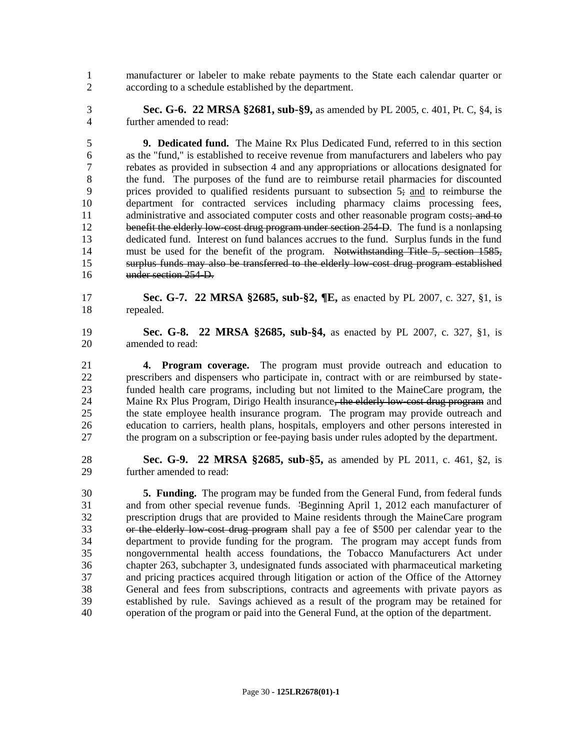manufacturer or labeler to make rebate payments to the State each calendar quarter or according to a schedule established by the department.

**Sec. G-6. 22 MRSA §2681, sub-§9,** as amended by PL 2005, c. 401, Pt. C, §4, is further amended to read:

**9. Dedicated fund.** The Maine Rx Plus Dedicated Fund, referred to in this section as the "fund," is established to receive revenue from manufacturers and labelers who pay rebates as provided in subsection 4 and any appropriations or allocations designated for the fund. The purposes of the fund are to reimburse retail pharmacies for discounted prices provided to qualified residents pursuant to subsection 5~~;~~ and to reimburse the department for contracted services including pharmacy claims processing fees, administrative and associated computer costs and other reasonable program costs~~; and to benefit the elderly low-cost drug program under section 254-D~~. The fund is a nonlapsing dedicated fund. Interest on fund balances accrues to the fund. Surplus funds in the fund must be used for the benefit of the program. ~~Notwithstanding Title 5, section 1585, surplus funds may also be transferred to the elderly low-cost drug program established under section 254-D.~~

**Sec. G-7. 22 MRSA §2685, sub-§2, ¶E,** as enacted by PL 2007, c. 327, §1, is repealed.

**Sec. G-8. 22 MRSA §2685, sub-§4,** as enacted by PL 2007, c. 327, §1, is amended to read:

**4. Program coverage.** The program must provide outreach and education to prescribers and dispensers who participate in, contract with or are reimbursed by state-funded health care programs, including but not limited to the MaineCare program, the Maine Rx Plus Program, Dirigo Health insurance~~, the elderly low-cost drug program~~ and the state employee health insurance program. The program may provide outreach and education to carriers, health plans, hospitals, employers and other persons interested in the program on a subscription or fee-paying basis under rules adopted by the department.

**Sec. G-9. 22 MRSA §2685, sub-§5,** as amended by PL 2011, c. 461, §2, is further amended to read:

**5. Funding.** The program may be funded from the General Fund, from federal funds and from other special revenue funds. ~~'~~Beginning April 1, 2012 each manufacturer of prescription drugs that are provided to Maine residents through the MaineCare program ~~or the elderly low-cost drug program~~ shall pay a fee of $500 per calendar year to the department to provide funding for the program. The program may accept funds from nongovernmental health access foundations, the Tobacco Manufacturers Act under chapter 263, subchapter 3, undesignated funds associated with pharmaceutical marketing and pricing practices acquired through litigation or action of the Office of the Attorney General and fees from subscriptions, contracts and agreements with private payors as established by rule. Savings achieved as a result of the program may be retained for operation of the program or paid into the General Fund, at the option of the department.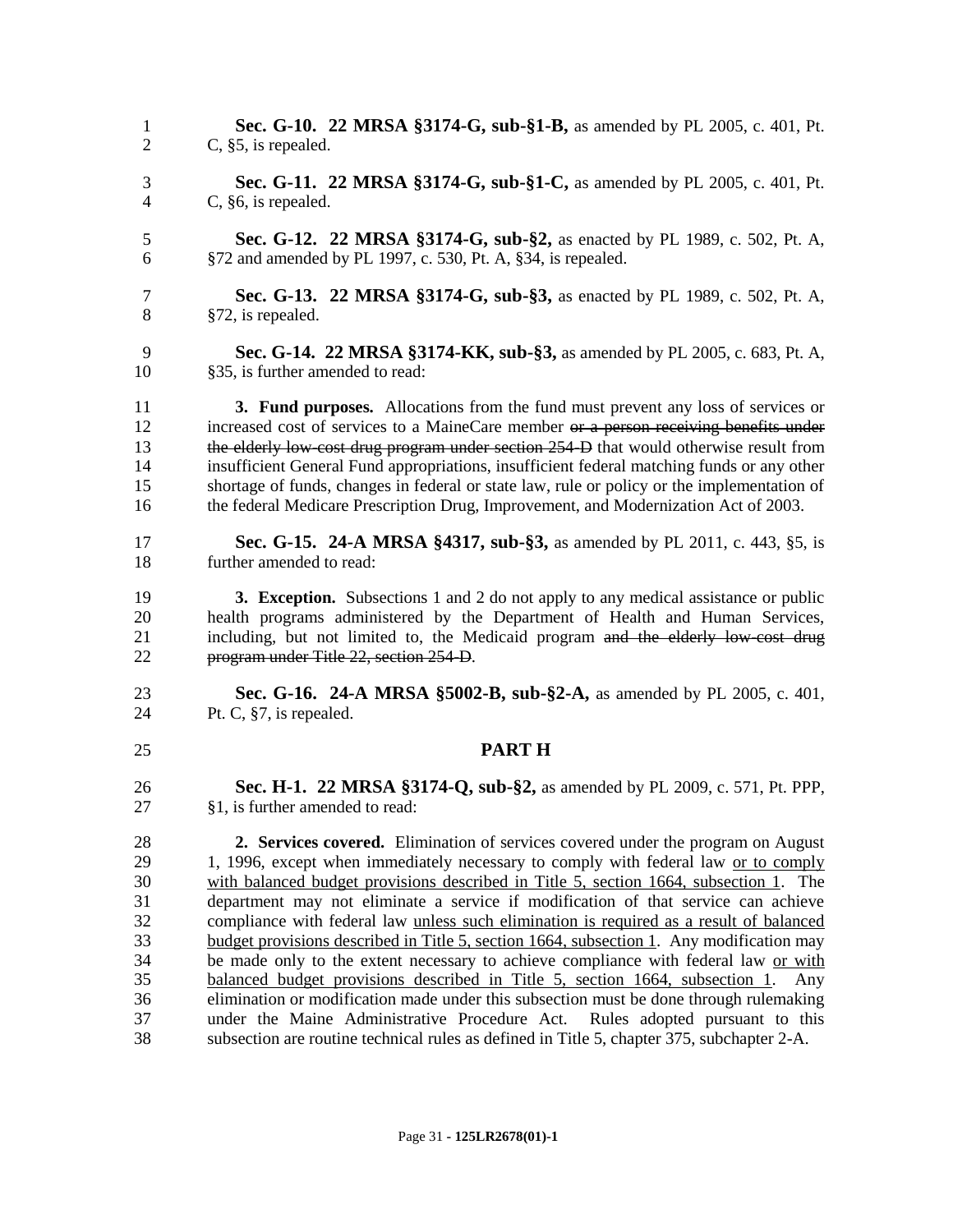**Sec. G-10. 22 MRSA §3174-G, sub-§1-B,** as amended by PL 2005, c. 401, Pt. C, §5, is repealed.

**Sec. G-11. 22 MRSA §3174-G, sub-§1-C,** as amended by PL 2005, c. 401, Pt. C, §6, is repealed.

**Sec. G-12. 22 MRSA §3174-G, sub-§2,** as enacted by PL 1989, c. 502, Pt. A, §72 and amended by PL 1997, c. 530, Pt. A, §34, is repealed.

**Sec. G-13. 22 MRSA §3174-G, sub-§3,** as enacted by PL 1989, c. 502, Pt. A, §72, is repealed.

**Sec. G-14. 22 MRSA §3174-KK, sub-§3,** as amended by PL 2005, c. 683, Pt. A, §35, is further amended to read:

**3. Fund purposes.** Allocations from the fund must prevent any loss of services or increased cost of services to a MaineCare member ~~or a person receiving benefits under the elderly low-cost drug program under section 254-D~~ that would otherwise result from insufficient General Fund appropriations, insufficient federal matching funds or any other shortage of funds, changes in federal or state law, rule or policy or the implementation of the federal Medicare Prescription Drug, Improvement, and Modernization Act of 2003.

**Sec. G-15. 24-A MRSA §4317, sub-§3,** as amended by PL 2011, c. 443, §5, is further amended to read:

**3. Exception.** Subsections 1 and 2 do not apply to any medical assistance or public health programs administered by the Department of Health and Human Services, including, but not limited to, the Medicaid program ~~and the elderly low-cost drug program under Title 22, section 254-D~~.

**Sec. G-16. 24-A MRSA §5002-B, sub-§2-A,** as amended by PL 2005, c. 401, Pt. C, §7, is repealed.

## PART H

**Sec. H-1. 22 MRSA §3174-Q, sub-§2,** as amended by PL 2009, c. 571, Pt. PPP, §1, is further amended to read:

**2. Services covered.** Elimination of services covered under the program on August 1, 1996, except when immediately necessary to comply with federal law <u>or to comply with balanced budget provisions described in Title 5, section 1664, subsection 1</u>. The department may not eliminate a service if modification of that service can achieve compliance with federal law <u>unless such elimination is required as a result of balanced budget provisions described in Title 5, section 1664, subsection 1</u>. Any modification may be made only to the extent necessary to achieve compliance with federal law <u>or with balanced budget provisions described in Title 5, section 1664, subsection 1</u>. Any elimination or modification made under this subsection must be done through rulemaking under the Maine Administrative Procedure Act. Rules adopted pursuant to this subsection are routine technical rules as defined in Title 5, chapter 375, subchapter 2-A.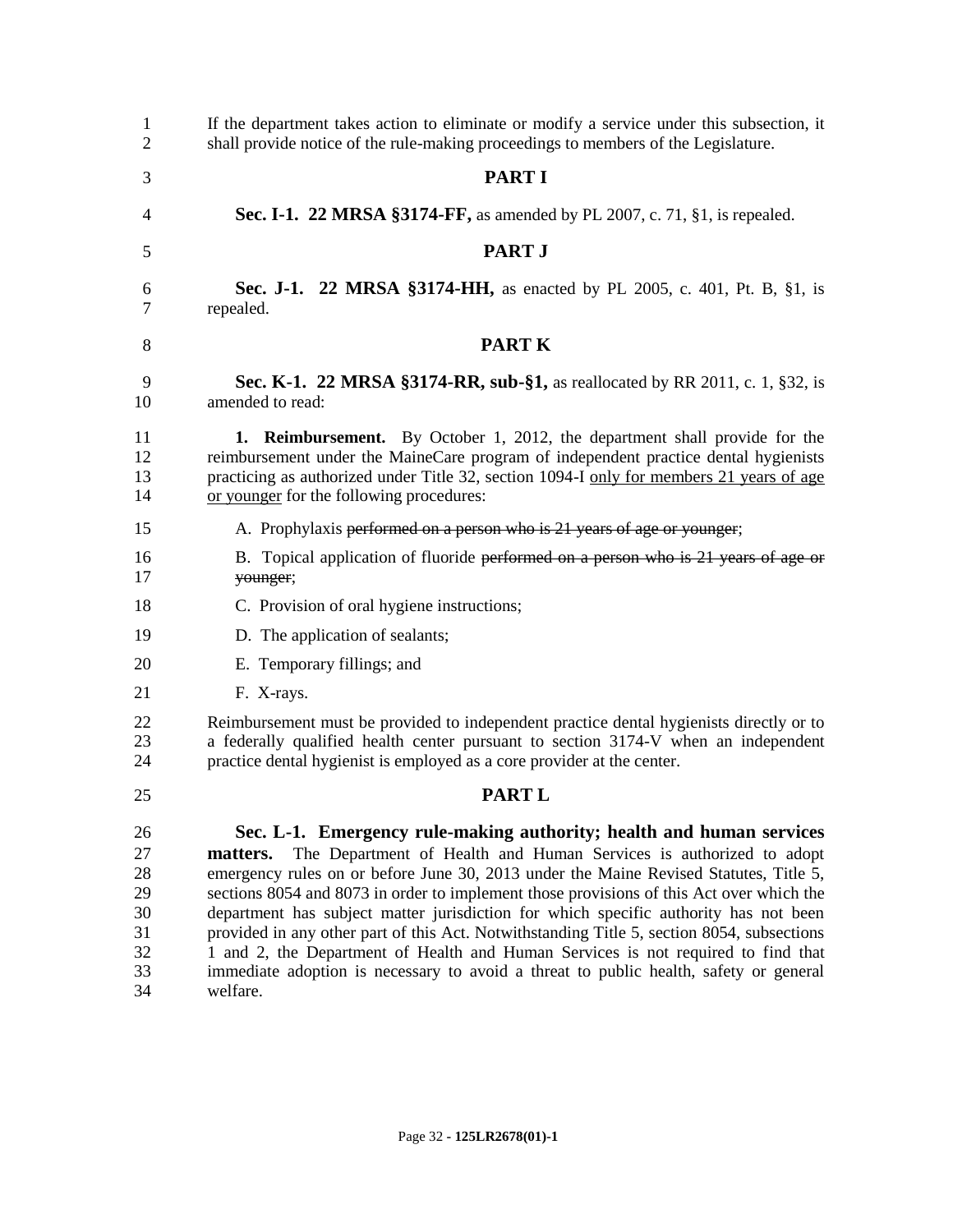If the department takes action to eliminate or modify a service under this subsection, it shall provide notice of the rule-making proceedings to members of the Legislature.

## PART I

**Sec. I-1. 22 MRSA §3174-FF,** as amended by PL 2007, c. 71, §1, is repealed.

## PART J

**Sec. J-1. 22 MRSA §3174-HH,** as enacted by PL 2005, c. 401, Pt. B, §1, is repealed.

## PART K

**Sec. K-1. 22 MRSA §3174-RR, sub-§1,** as reallocated by RR 2011, c. 1, §32, is amended to read:

**1. Reimbursement.** By October 1, 2012, the department shall provide for the reimbursement under the MaineCare program of independent practice dental hygienists practicing as authorized under Title 32, section 1094-I <u>only for members 21 years of age or younger</u> for the following procedures:

A. Prophylaxis ~~performed on a person who is 21 years of age or younger~~;

B. Topical application of fluoride ~~performed on a person who is 21 years of age or younger~~;

C. Provision of oral hygiene instructions;

D. The application of sealants;

E. Temporary fillings; and

F. X-rays.

Reimbursement must be provided to independent practice dental hygienists directly or to a federally qualified health center pursuant to section 3174-V when an independent practice dental hygienist is employed as a core provider at the center.

## PART L

**Sec. L-1. Emergency rule-making authority; health and human services matters.** The Department of Health and Human Services is authorized to adopt emergency rules on or before June 30, 2013 under the Maine Revised Statutes, Title 5, sections 8054 and 8073 in order to implement those provisions of this Act over which the department has subject matter jurisdiction for which specific authority has not been provided in any other part of this Act. Notwithstanding Title 5, section 8054, subsections 1 and 2, the Department of Health and Human Services is not required to find that immediate adoption is necessary to avoid a threat to public health, safety or general welfare.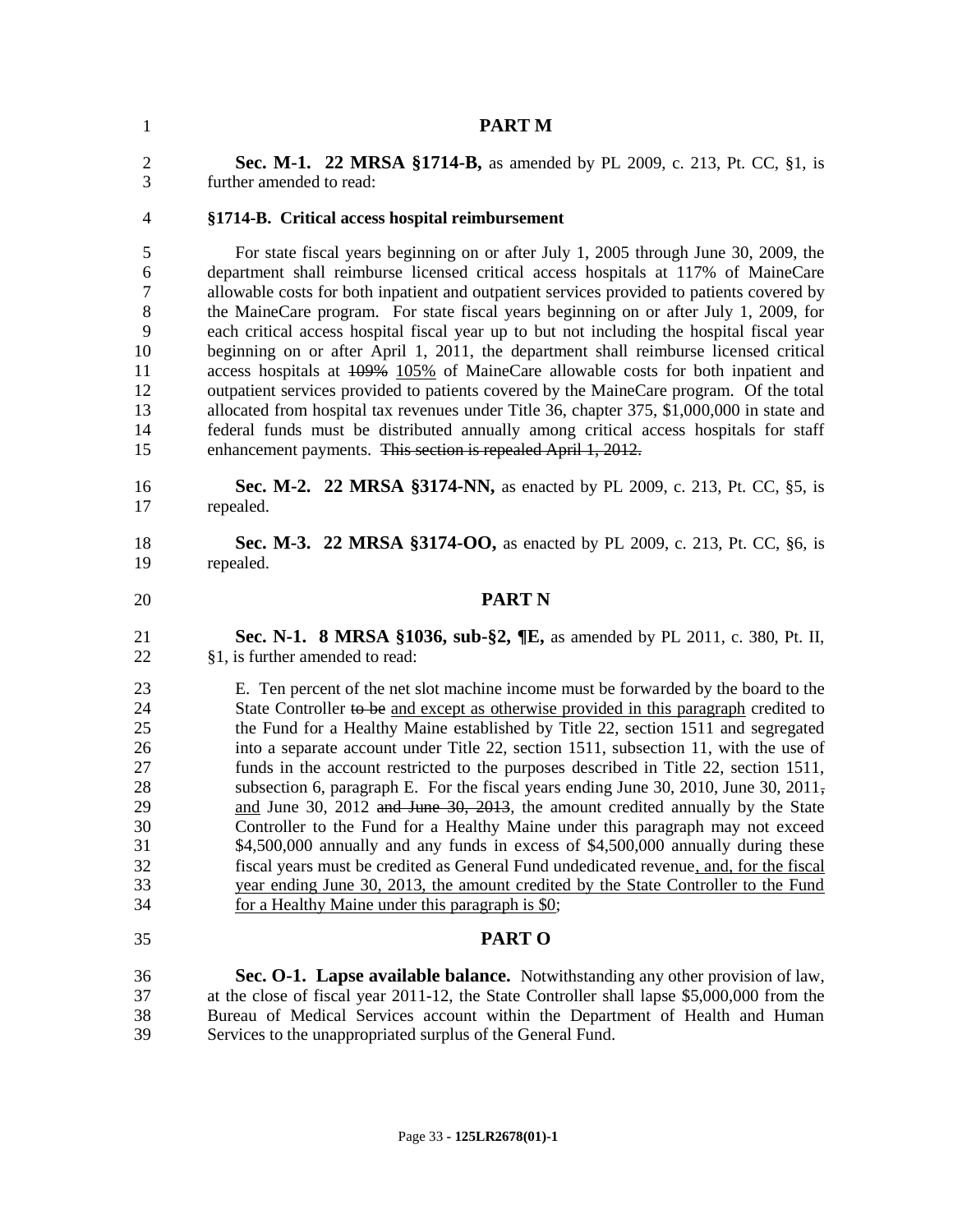## PART M

**Sec. M-1. 22 MRSA §1714-B,** as amended by PL 2009, c. 213, Pt. CC, §1, is further amended to read:

**§1714-B. Critical access hospital reimbursement**

For state fiscal years beginning on or after July 1, 2005 through June 30, 2009, the department shall reimburse licensed critical access hospitals at 117% of MaineCare allowable costs for both inpatient and outpatient services provided to patients covered by the MaineCare program. For state fiscal years beginning on or after July 1, 2009, for each critical access hospital fiscal year up to but not including the hospital fiscal year beginning on or after April 1, 2011, the department shall reimburse licensed critical access hospitals at ~~109%~~ 105% of MaineCare allowable costs for both inpatient and outpatient services provided to patients covered by the MaineCare program. Of the total allocated from hospital tax revenues under Title 36, chapter 375, $1,000,000 in state and federal funds must be distributed annually among critical access hospitals for staff enhancement payments. ~~This section is repealed April 1, 2012.~~

**Sec. M-2. 22 MRSA §3174-NN,** as enacted by PL 2009, c. 213, Pt. CC, §5, is repealed.

**Sec. M-3. 22 MRSA §3174-OO,** as enacted by PL 2009, c. 213, Pt. CC, §6, is repealed.

## PART N

**Sec. N-1. 8 MRSA §1036, sub-§2, ¶E,** as amended by PL 2011, c. 380, Pt. II, §1, is further amended to read:

E. Ten percent of the net slot machine income must be forwarded by the board to the State Controller ~~to be~~ and except as otherwise provided in this paragraph credited to the Fund for a Healthy Maine established by Title 22, section 1511 and segregated into a separate account under Title 22, section 1511, subsection 11, with the use of funds in the account restricted to the purposes described in Title 22, section 1511, subsection 6, paragraph E. For the fiscal years ending June 30, 2010, June 30, 2011~~,~~ and June 30, 2012 ~~and June 30, 2013~~, the amount credited annually by the State Controller to the Fund for a Healthy Maine under this paragraph may not exceed $4,500,000 annually and any funds in excess of $4,500,000 annually during these fiscal years must be credited as General Fund undedicated revenue, and, for the fiscal year ending June 30, 2013, the amount credited by the State Controller to the Fund for a Healthy Maine under this paragraph is $0;

## PART O

**Sec. O-1. Lapse available balance.** Notwithstanding any other provision of law, at the close of fiscal year 2011-12, the State Controller shall lapse $5,000,000 from the Bureau of Medical Services account within the Department of Health and Human Services to the unappropriated surplus of the General Fund.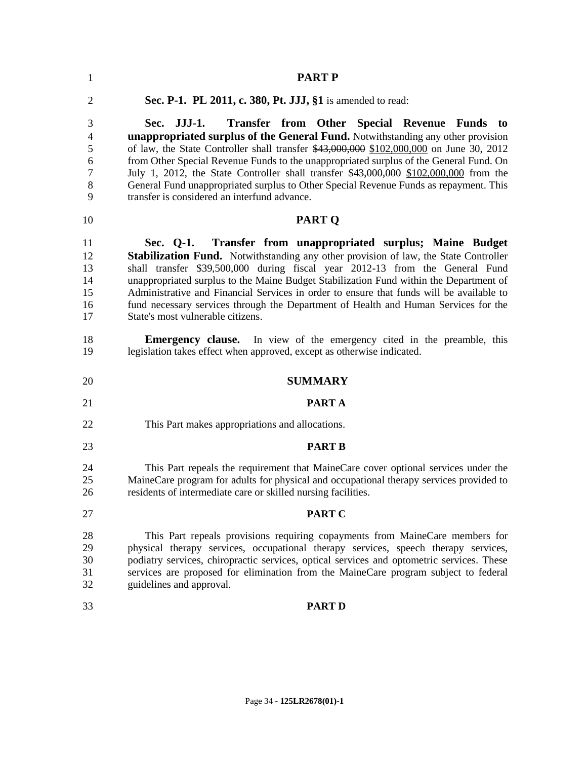## PART P

**Sec. P-1. PL 2011, c. 380, Pt. JJJ, §1** is amended to read:

**Sec. JJJ-1. Transfer from Other Special Revenue Funds to unappropriated surplus of the General Fund.** Notwithstanding any other provision of law, the State Controller shall transfer ~~$43,000,000~~ <u>$102,000,000</u> on June 30, 2012 from Other Special Revenue Funds to the unappropriated surplus of the General Fund. On July 1, 2012, the State Controller shall transfer ~~$43,000,000~~ <u>$102,000,000</u> from the General Fund unappropriated surplus to Other Special Revenue Funds as repayment. This transfer is considered an interfund advance.

## PART Q

**Sec. Q-1. Transfer from unappropriated surplus; Maine Budget Stabilization Fund.** Notwithstanding any other provision of law, the State Controller shall transfer $39,500,000 during fiscal year 2012-13 from the General Fund unappropriated surplus to the Maine Budget Stabilization Fund within the Department of Administrative and Financial Services in order to ensure that funds will be available to fund necessary services through the Department of Health and Human Services for the State's most vulnerable citizens.

**Emergency clause.** In view of the emergency cited in the preamble, this legislation takes effect when approved, except as otherwise indicated.

## SUMMARY

### PART A

This Part makes appropriations and allocations.

### PART B

This Part repeals the requirement that MaineCare cover optional services under the MaineCare program for adults for physical and occupational therapy services provided to residents of intermediate care or skilled nursing facilities.

### PART C

This Part repeals provisions requiring copayments from MaineCare members for physical therapy services, occupational therapy services, speech therapy services, podiatry services, chiropractic services, optical services and optometric services. These services are proposed for elimination from the MaineCare program subject to federal guidelines and approval.

### PART D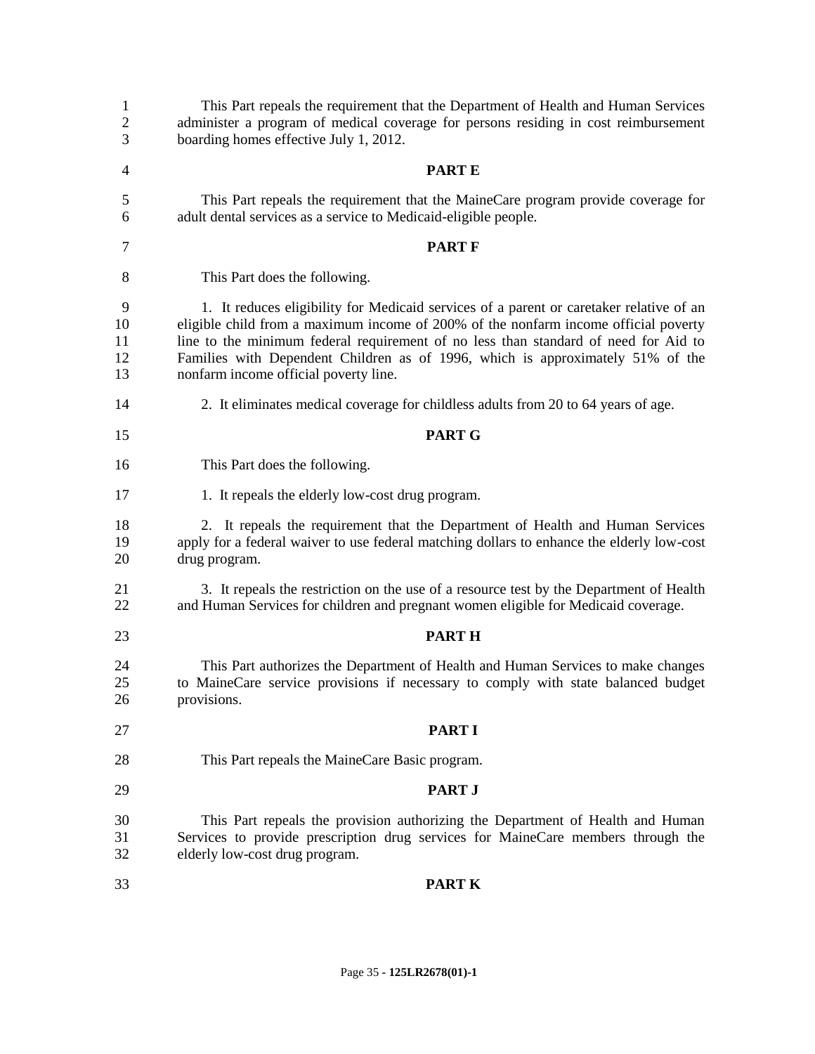This Part repeals the requirement that the Department of Health and Human Services administer a program of medical coverage for persons residing in cost reimbursement boarding homes effective July 1, 2012.

**PART E**

This Part repeals the requirement that the MaineCare program provide coverage for adult dental services as a service to Medicaid-eligible people.

**PART F**

This Part does the following.

1. It reduces eligibility for Medicaid services of a parent or caretaker relative of an eligible child from a maximum income of 200% of the nonfarm income official poverty line to the minimum federal requirement of no less than standard of need for Aid to Families with Dependent Children as of 1996, which is approximately 51% of the nonfarm income official poverty line.

2. It eliminates medical coverage for childless adults from 20 to 64 years of age.

**PART G**

This Part does the following.

1. It repeals the elderly low-cost drug program.

2. It repeals the requirement that the Department of Health and Human Services apply for a federal waiver to use federal matching dollars to enhance the elderly low-cost drug program.

3. It repeals the restriction on the use of a resource test by the Department of Health and Human Services for children and pregnant women eligible for Medicaid coverage.

**PART H**

This Part authorizes the Department of Health and Human Services to make changes to MaineCare service provisions if necessary to comply with state balanced budget provisions.

**PART I**

This Part repeals the MaineCare Basic program.

**PART J**

This Part repeals the provision authorizing the Department of Health and Human Services to provide prescription drug services for MaineCare members through the elderly low-cost drug program.

**PART K**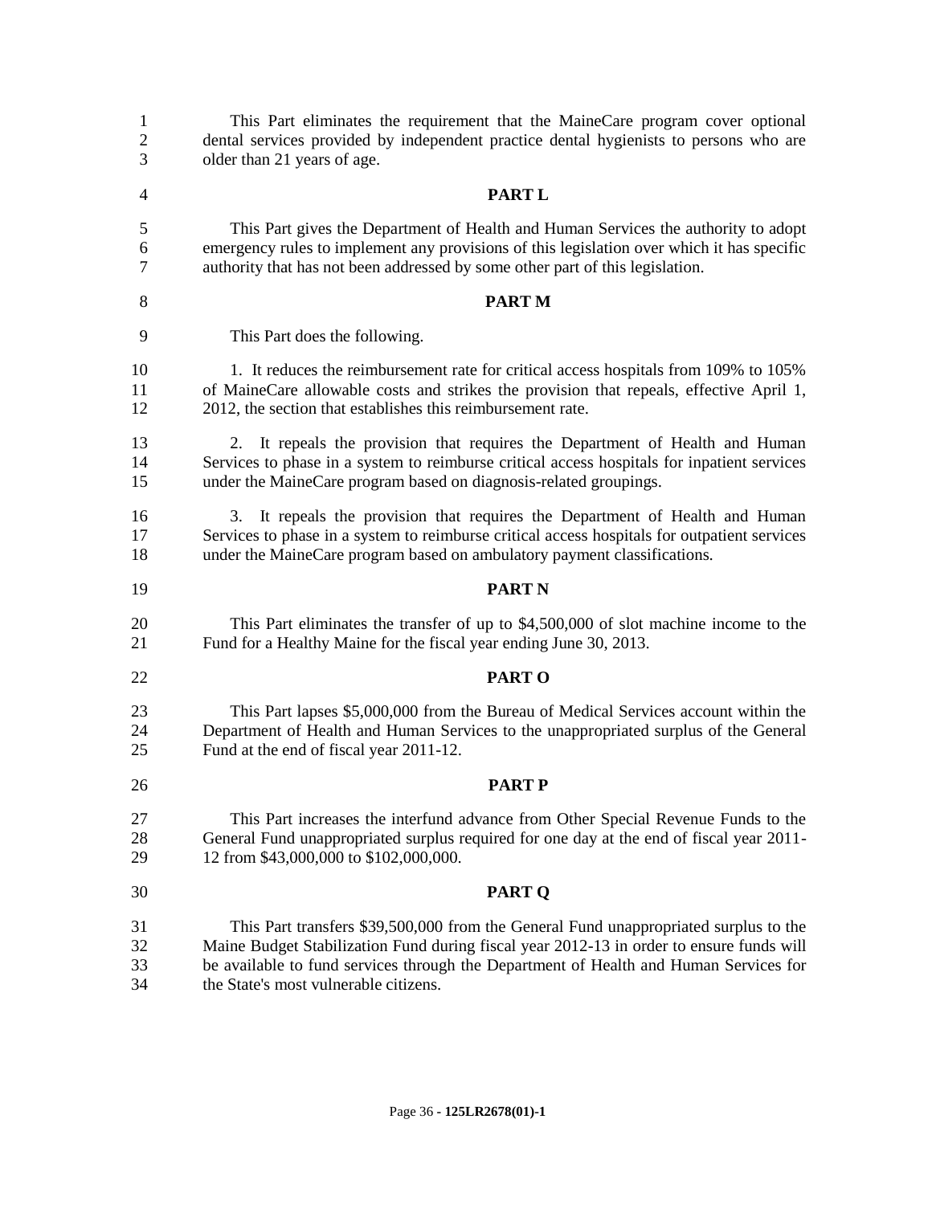This Part eliminates the requirement that the MaineCare program cover optional dental services provided by independent practice dental hygienists to persons who are older than 21 years of age.

**PART L**

This Part gives the Department of Health and Human Services the authority to adopt emergency rules to implement any provisions of this legislation over which it has specific authority that has not been addressed by some other part of this legislation.

**PART M**

This Part does the following.

1. It reduces the reimbursement rate for critical access hospitals from 109% to 105% of MaineCare allowable costs and strikes the provision that repeals, effective April 1, 2012, the section that establishes this reimbursement rate.

2. It repeals the provision that requires the Department of Health and Human Services to phase in a system to reimburse critical access hospitals for inpatient services under the MaineCare program based on diagnosis-related groupings.

3. It repeals the provision that requires the Department of Health and Human Services to phase in a system to reimburse critical access hospitals for outpatient services under the MaineCare program based on ambulatory payment classifications.

**PART N**

This Part eliminates the transfer of up to $4,500,000 of slot machine income to the Fund for a Healthy Maine for the fiscal year ending June 30, 2013.

**PART O**

This Part lapses $5,000,000 from the Bureau of Medical Services account within the Department of Health and Human Services to the unappropriated surplus of the General Fund at the end of fiscal year 2011-12.

**PART P**

This Part increases the interfund advance from Other Special Revenue Funds to the General Fund unappropriated surplus required for one day at the end of fiscal year 2011-12 from $43,000,000 to $102,000,000.

**PART Q**

This Part transfers $39,500,000 from the General Fund unappropriated surplus to the Maine Budget Stabilization Fund during fiscal year 2012-13 in order to ensure funds will be available to fund services through the Department of Health and Human Services for the State's most vulnerable citizens.